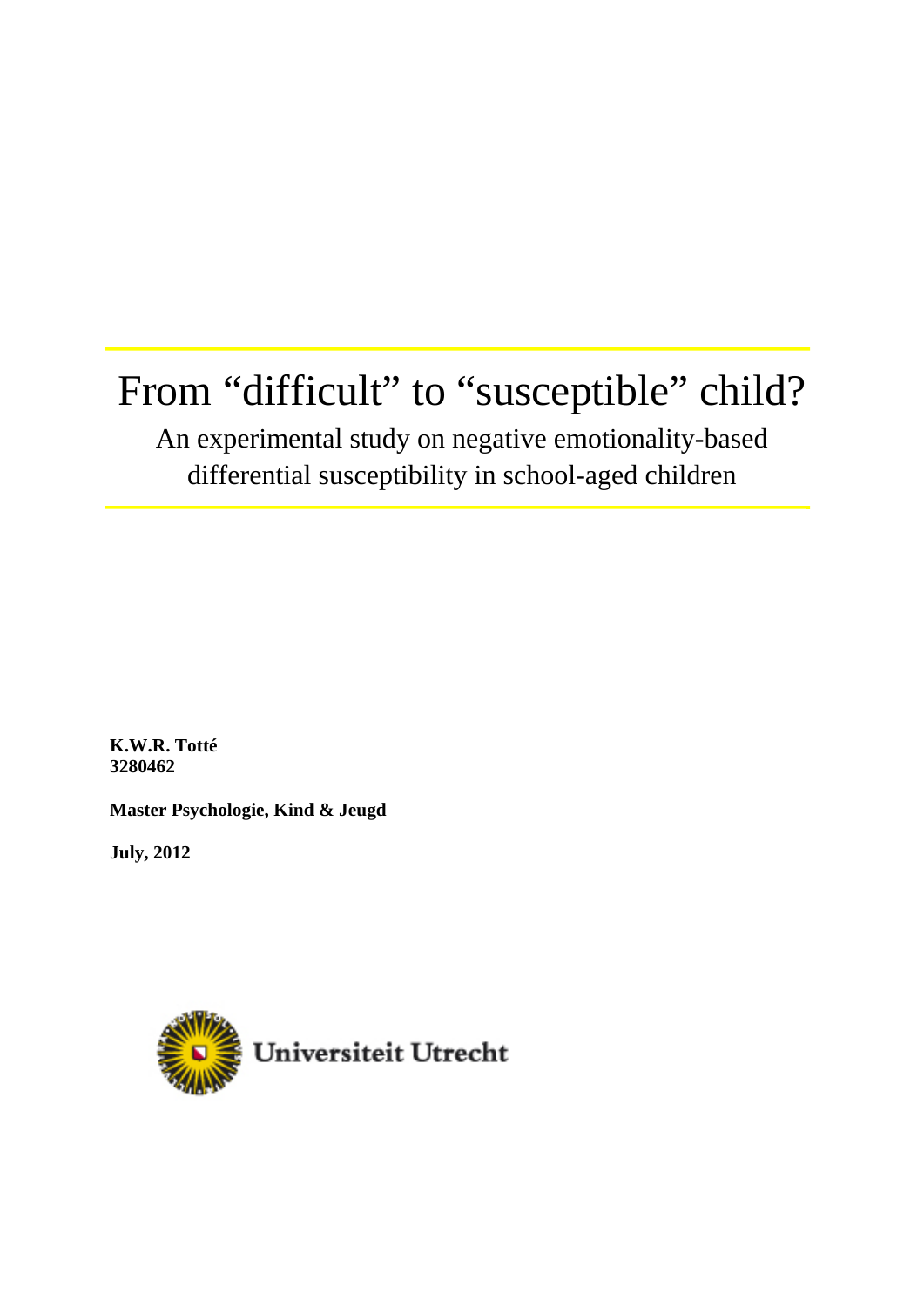# From "difficult" to "susceptible" child?

An experimental study on negative emotionality-based differential susceptibility in school-aged children

**K.W.R. Totté**
**3280462**

**Master Psychologie, Kind & Jeugd**

**July, 2012**

Universiteit Utrecht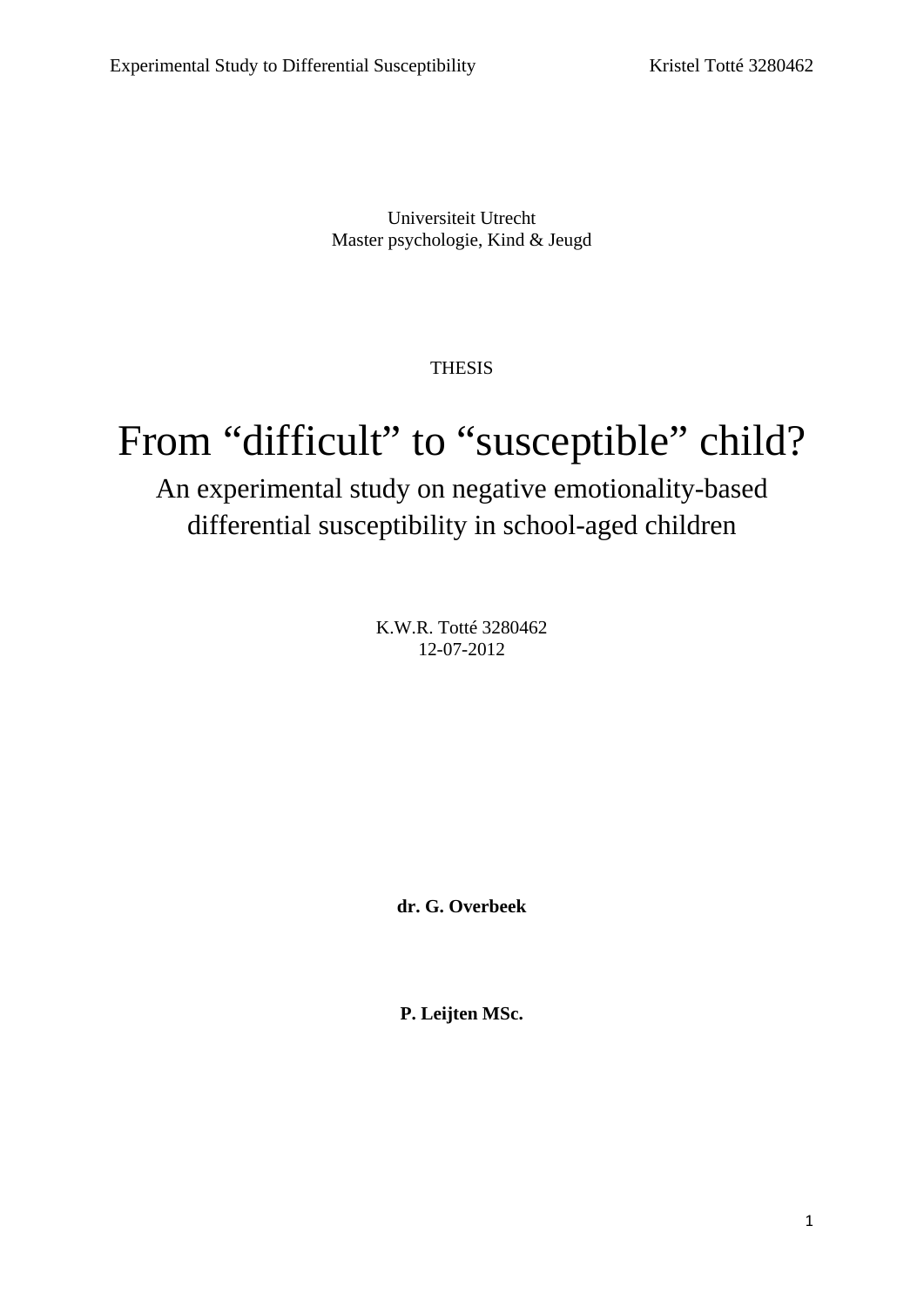Universiteit Utrecht
Master psychologie, Kind & Jeugd

THESIS

# From “difficult” to “susceptible” child?

## An experimental study on negative emotionality-based differential susceptibility in school-aged children

K.W.R. Totté 3280462
12-07-2012

**dr. G. Overbeek**

**P. Leijten MSc.**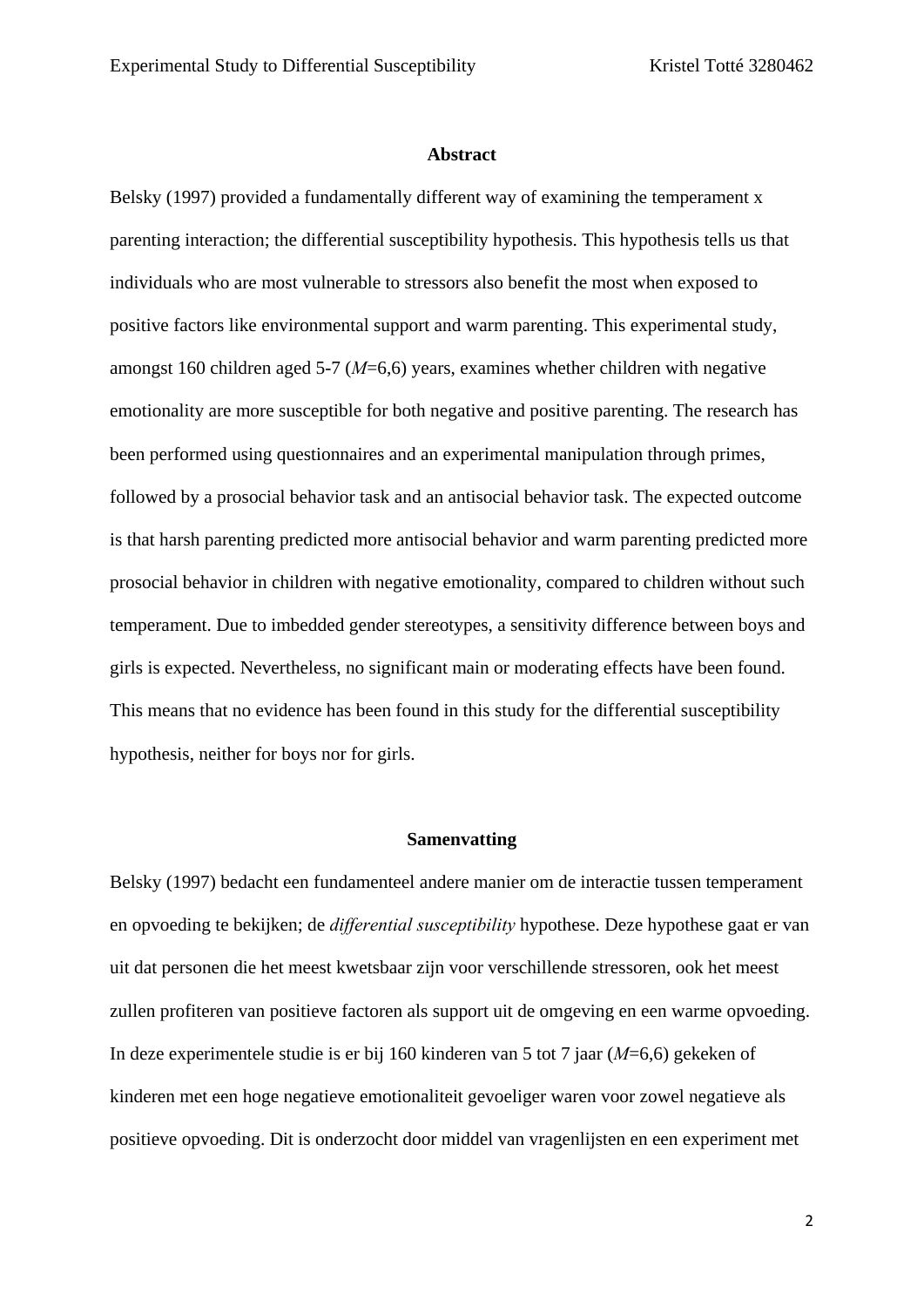**Abstract**

Belsky (1997) provided a fundamentally different way of examining the temperament x parenting interaction; the differential susceptibility hypothesis. This hypothesis tells us that individuals who are most vulnerable to stressors also benefit the most when exposed to positive factors like environmental support and warm parenting. This experimental study, amongst 160 children aged 5-7 (*M*=6,6) years, examines whether children with negative emotionality are more susceptible for both negative and positive parenting. The research has been performed using questionnaires and an experimental manipulation through primes, followed by a prosocial behavior task and an antisocial behavior task. The expected outcome is that harsh parenting predicted more antisocial behavior and warm parenting predicted more prosocial behavior in children with negative emotionality, compared to children without such temperament. Due to imbedded gender stereotypes, a sensitivity difference between boys and girls is expected. Nevertheless, no significant main or moderating effects have been found. This means that no evidence has been found in this study for the differential susceptibility hypothesis, neither for boys nor for girls.

**Samenvatting**

Belsky (1997) bedacht een fundamenteel andere manier om de interactie tussen temperament en opvoeding te bekijken; de *differential susceptibility* hypothese. Deze hypothese gaat er van uit dat personen die het meest kwetsbaar zijn voor verschillende stressoren, ook het meest zullen profiteren van positieve factoren als support uit de omgeving en een warme opvoeding. In deze experimentele studie is er bij 160 kinderen van 5 tot 7 jaar (*M*=6,6) gekeken of kinderen met een hoge negatieve emotionaliteit gevoeliger waren voor zowel negatieve als positieve opvoeding. Dit is onderzocht door middel van vragenlijsten en een experiment met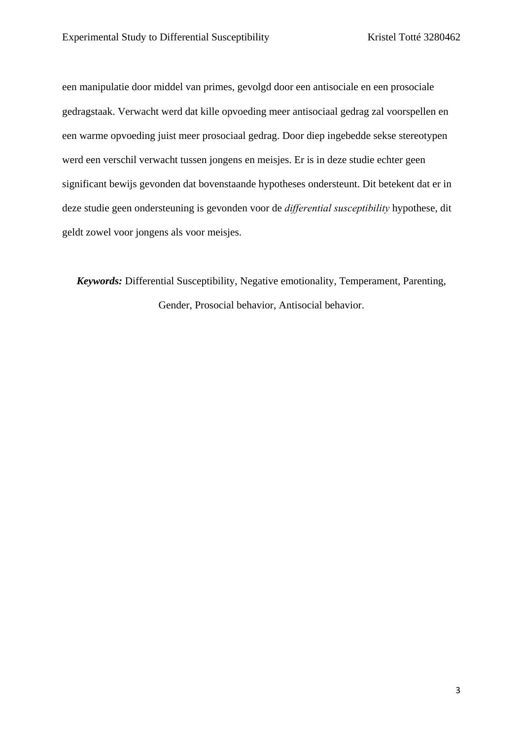een manipulatie door middel van primes, gevolgd door een antisociale en een prosociale gedragstaak. Verwacht werd dat kille opvoeding meer antisociaal gedrag zal voorspellen en een warme opvoeding juist meer prosociaal gedrag. Door diep ingebedde sekse stereotypen werd een verschil verwacht tussen jongens en meisjes. Er is in deze studie echter geen significant bewijs gevonden dat bovenstaande hypotheses ondersteunt. Dit betekent dat er in deze studie geen ondersteuning is gevonden voor de *differential susceptibility* hypothese, dit geldt zowel voor jongens als voor meisjes.

***Keywords:*** Differential Susceptibility, Negative emotionality, Temperament, Parenting, Gender, Prosocial behavior, Antisocial behavior.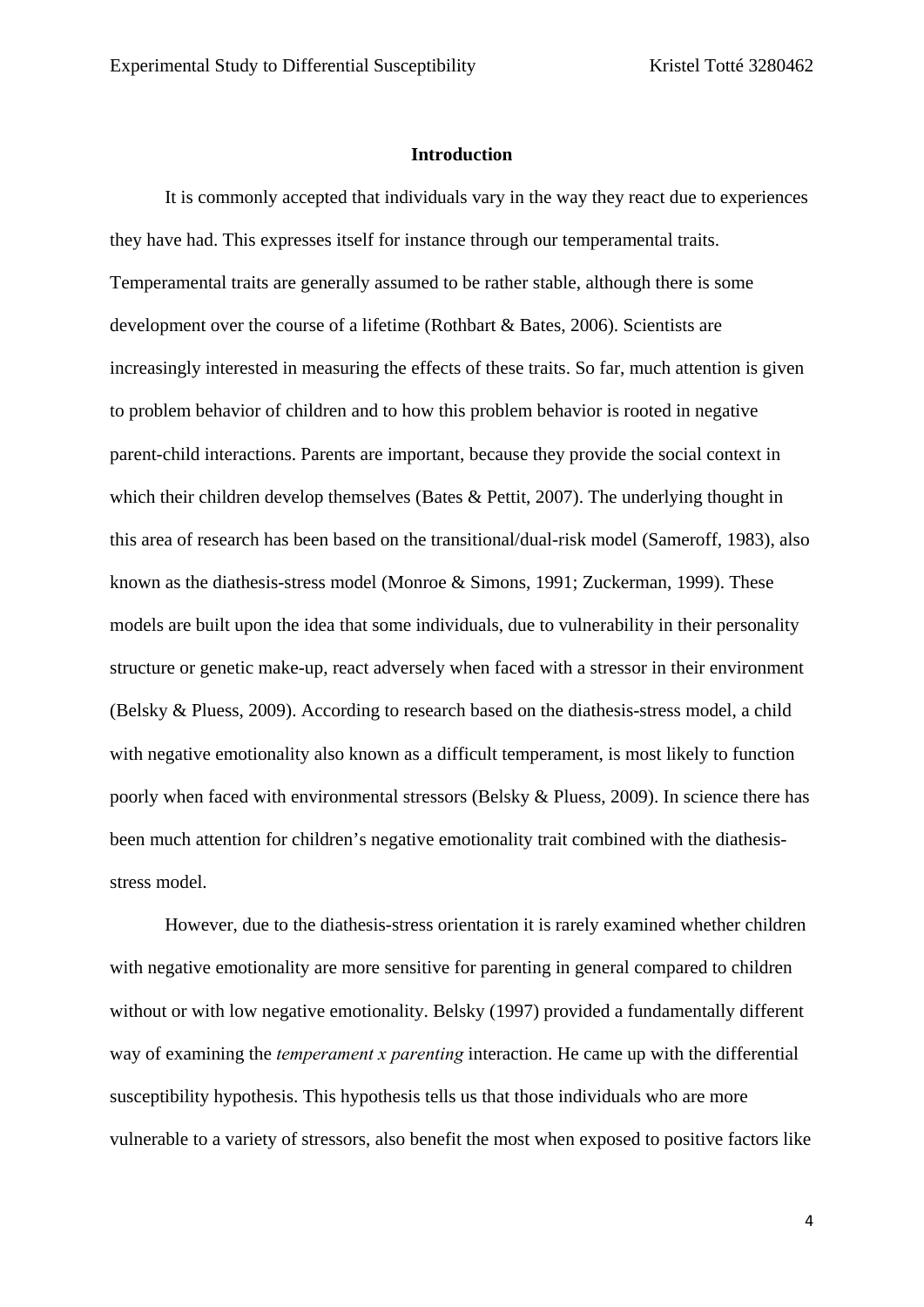## Introduction

It is commonly accepted that individuals vary in the way they react due to experiences they have had. This expresses itself for instance through our temperamental traits. Temperamental traits are generally assumed to be rather stable, although there is some development over the course of a lifetime (Rothbart & Bates, 2006). Scientists are increasingly interested in measuring the effects of these traits. So far, much attention is given to problem behavior of children and to how this problem behavior is rooted in negative parent-child interactions. Parents are important, because they provide the social context in which their children develop themselves (Bates & Pettit, 2007). The underlying thought in this area of research has been based on the transitional/dual-risk model (Sameroff, 1983), also known as the diathesis-stress model (Monroe & Simons, 1991; Zuckerman, 1999). These models are built upon the idea that some individuals, due to vulnerability in their personality structure or genetic make-up, react adversely when faced with a stressor in their environment (Belsky & Pluess, 2009). According to research based on the diathesis-stress model, a child with negative emotionality also known as a difficult temperament, is most likely to function poorly when faced with environmental stressors (Belsky & Pluess, 2009). In science there has been much attention for children's negative emotionality trait combined with the diathesis-stress model.

However, due to the diathesis-stress orientation it is rarely examined whether children with negative emotionality are more sensitive for parenting in general compared to children without or with low negative emotionality. Belsky (1997) provided a fundamentally different way of examining the *temperament x parenting* interaction. He came up with the differential susceptibility hypothesis. This hypothesis tells us that those individuals who are more vulnerable to a variety of stressors, also benefit the most when exposed to positive factors like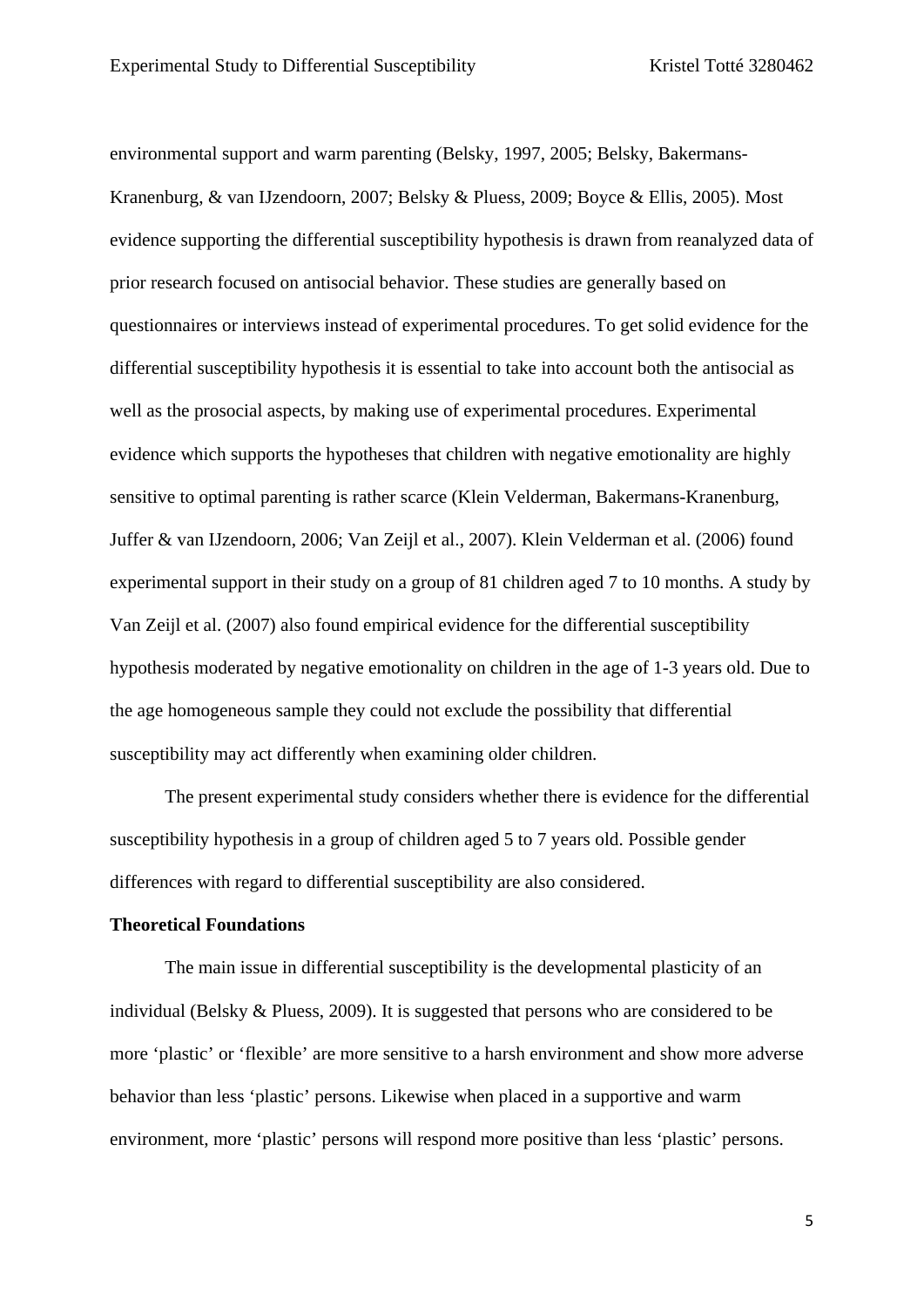environmental support and warm parenting (Belsky, 1997, 2005; Belsky, Bakermans-Kranenburg, & van IJzendoorn, 2007; Belsky & Pluess, 2009; Boyce & Ellis, 2005). Most evidence supporting the differential susceptibility hypothesis is drawn from reanalyzed data of prior research focused on antisocial behavior. These studies are generally based on questionnaires or interviews instead of experimental procedures. To get solid evidence for the differential susceptibility hypothesis it is essential to take into account both the antisocial as well as the prosocial aspects, by making use of experimental procedures. Experimental evidence which supports the hypotheses that children with negative emotionality are highly sensitive to optimal parenting is rather scarce (Klein Velderman, Bakermans-Kranenburg, Juffer & van IJzendoorn, 2006; Van Zeijl et al., 2007). Klein Velderman et al. (2006) found experimental support in their study on a group of 81 children aged 7 to 10 months. A study by Van Zeijl et al. (2007) also found empirical evidence for the differential susceptibility hypothesis moderated by negative emotionality on children in the age of 1-3 years old. Due to the age homogeneous sample they could not exclude the possibility that differential susceptibility may act differently when examining older children.

The present experimental study considers whether there is evidence for the differential susceptibility hypothesis in a group of children aged 5 to 7 years old. Possible gender differences with regard to differential susceptibility are also considered.

**Theoretical Foundations**

The main issue in differential susceptibility is the developmental plasticity of an individual (Belsky & Pluess, 2009). It is suggested that persons who are considered to be more 'plastic' or 'flexible' are more sensitive to a harsh environment and show more adverse behavior than less 'plastic' persons. Likewise when placed in a supportive and warm environment, more 'plastic' persons will respond more positive than less 'plastic' persons.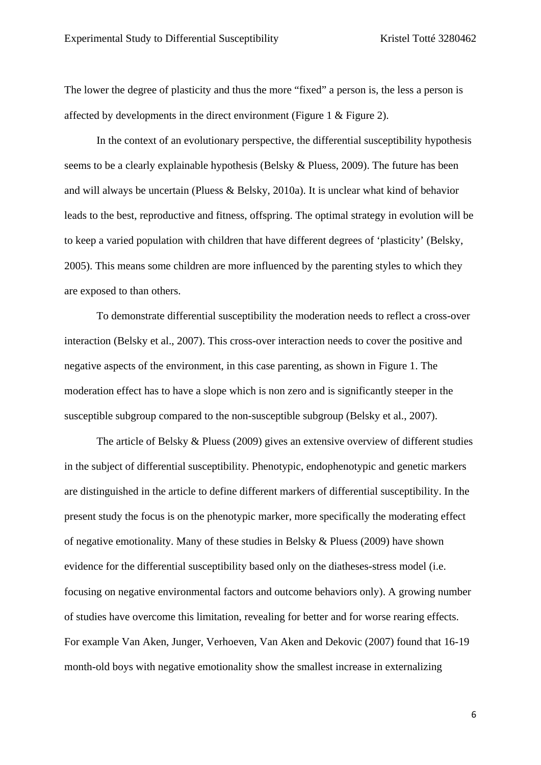The lower the degree of plasticity and thus the more "fixed" a person is, the less a person is affected by developments in the direct environment (Figure 1 & Figure 2).

In the context of an evolutionary perspective, the differential susceptibility hypothesis seems to be a clearly explainable hypothesis (Belsky & Pluess, 2009). The future has been and will always be uncertain (Pluess & Belsky, 2010a). It is unclear what kind of behavior leads to the best, reproductive and fitness, offspring. The optimal strategy in evolution will be to keep a varied population with children that have different degrees of 'plasticity' (Belsky, 2005). This means some children are more influenced by the parenting styles to which they are exposed to than others.

To demonstrate differential susceptibility the moderation needs to reflect a cross-over interaction (Belsky et al., 2007). This cross-over interaction needs to cover the positive and negative aspects of the environment, in this case parenting, as shown in Figure 1. The moderation effect has to have a slope which is non zero and is significantly steeper in the susceptible subgroup compared to the non-susceptible subgroup (Belsky et al., 2007).

The article of Belsky & Pluess (2009) gives an extensive overview of different studies in the subject of differential susceptibility. Phenotypic, endophenotypic and genetic markers are distinguished in the article to define different markers of differential susceptibility. In the present study the focus is on the phenotypic marker, more specifically the moderating effect of negative emotionality. Many of these studies in Belsky & Pluess (2009) have shown evidence for the differential susceptibility based only on the diatheses-stress model (i.e. focusing on negative environmental factors and outcome behaviors only). A growing number of studies have overcome this limitation, revealing for better and for worse rearing effects. For example Van Aken, Junger, Verhoeven, Van Aken and Dekovic (2007) found that 16-19 month-old boys with negative emotionality show the smallest increase in externalizing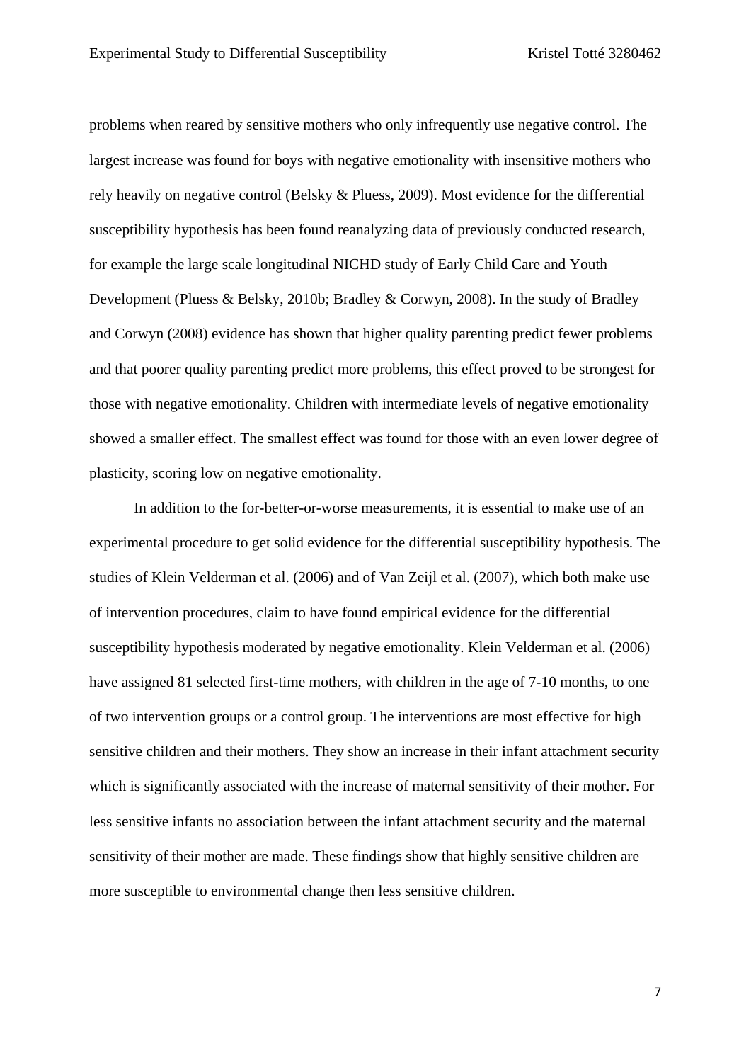problems when reared by sensitive mothers who only infrequently use negative control. The largest increase was found for boys with negative emotionality with insensitive mothers who rely heavily on negative control (Belsky & Pluess, 2009). Most evidence for the differential susceptibility hypothesis has been found reanalyzing data of previously conducted research, for example the large scale longitudinal NICHD study of Early Child Care and Youth Development (Pluess & Belsky, 2010b; Bradley & Corwyn, 2008). In the study of Bradley and Corwyn (2008) evidence has shown that higher quality parenting predict fewer problems and that poorer quality parenting predict more problems, this effect proved to be strongest for those with negative emotionality. Children with intermediate levels of negative emotionality showed a smaller effect. The smallest effect was found for those with an even lower degree of plasticity, scoring low on negative emotionality.

In addition to the for-better-or-worse measurements, it is essential to make use of an experimental procedure to get solid evidence for the differential susceptibility hypothesis. The studies of Klein Velderman et al. (2006) and of Van Zeijl et al. (2007), which both make use of intervention procedures, claim to have found empirical evidence for the differential susceptibility hypothesis moderated by negative emotionality. Klein Velderman et al. (2006) have assigned 81 selected first-time mothers, with children in the age of 7-10 months, to one of two intervention groups or a control group. The interventions are most effective for high sensitive children and their mothers. They show an increase in their infant attachment security which is significantly associated with the increase of maternal sensitivity of their mother. For less sensitive infants no association between the infant attachment security and the maternal sensitivity of their mother are made. These findings show that highly sensitive children are more susceptible to environmental change then less sensitive children.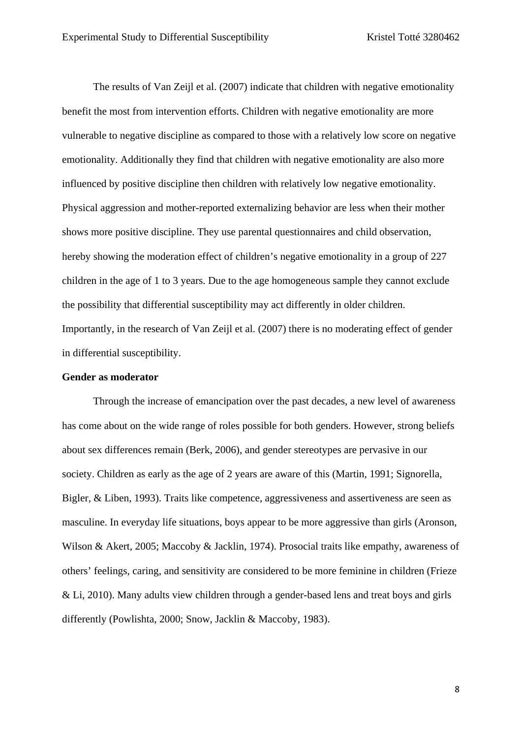The results of Van Zeijl et al. (2007) indicate that children with negative emotionality benefit the most from intervention efforts. Children with negative emotionality are more vulnerable to negative discipline as compared to those with a relatively low score on negative emotionality. Additionally they find that children with negative emotionality are also more influenced by positive discipline then children with relatively low negative emotionality. Physical aggression and mother-reported externalizing behavior are less when their mother shows more positive discipline. They use parental questionnaires and child observation, hereby showing the moderation effect of children's negative emotionality in a group of 227 children in the age of 1 to 3 years. Due to the age homogeneous sample they cannot exclude the possibility that differential susceptibility may act differently in older children. Importantly, in the research of Van Zeijl et al. (2007) there is no moderating effect of gender in differential susceptibility.

**Gender as moderator**

Through the increase of emancipation over the past decades, a new level of awareness has come about on the wide range of roles possible for both genders. However, strong beliefs about sex differences remain (Berk, 2006), and gender stereotypes are pervasive in our society. Children as early as the age of 2 years are aware of this (Martin, 1991; Signorella, Bigler, & Liben, 1993). Traits like competence, aggressiveness and assertiveness are seen as masculine. In everyday life situations, boys appear to be more aggressive than girls (Aronson, Wilson & Akert, 2005; Maccoby & Jacklin, 1974). Prosocial traits like empathy, awareness of others' feelings, caring, and sensitivity are considered to be more feminine in children (Frieze & Li, 2010). Many adults view children through a gender-based lens and treat boys and girls differently (Powlishta, 2000; Snow, Jacklin & Maccoby, 1983).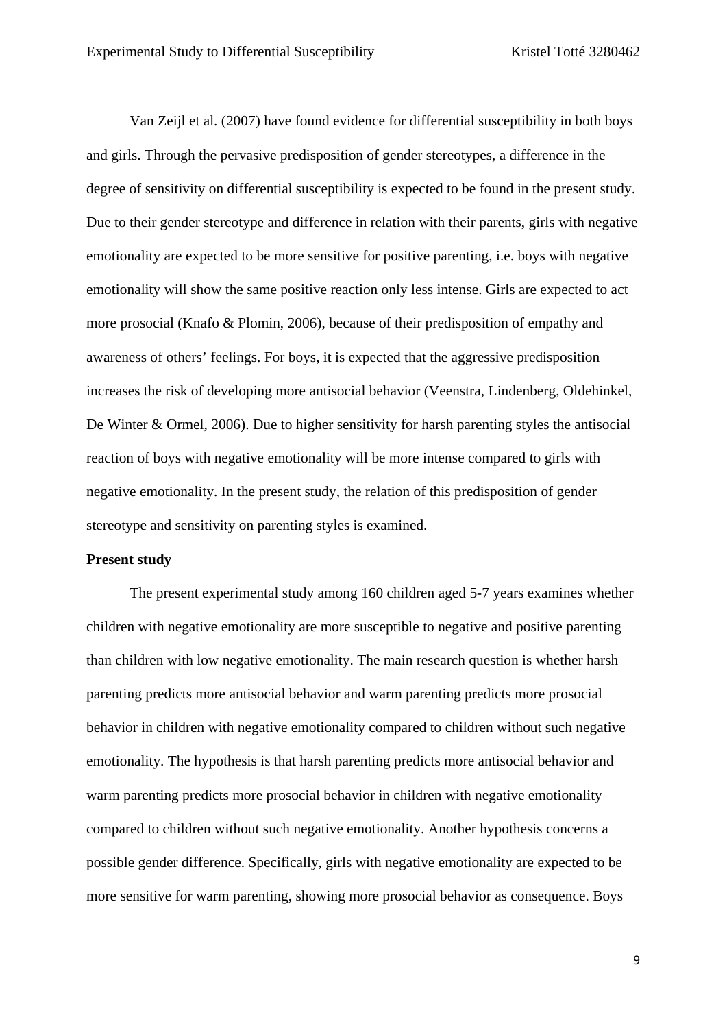Van Zeijl et al. (2007) have found evidence for differential susceptibility in both boys and girls. Through the pervasive predisposition of gender stereotypes, a difference in the degree of sensitivity on differential susceptibility is expected to be found in the present study. Due to their gender stereotype and difference in relation with their parents, girls with negative emotionality are expected to be more sensitive for positive parenting, i.e. boys with negative emotionality will show the same positive reaction only less intense. Girls are expected to act more prosocial (Knafo & Plomin, 2006), because of their predisposition of empathy and awareness of others' feelings. For boys, it is expected that the aggressive predisposition increases the risk of developing more antisocial behavior (Veenstra, Lindenberg, Oldehinkel, De Winter & Ormel, 2006). Due to higher sensitivity for harsh parenting styles the antisocial reaction of boys with negative emotionality will be more intense compared to girls with negative emotionality. In the present study, the relation of this predisposition of gender stereotype and sensitivity on parenting styles is examined.

**Present study**

The present experimental study among 160 children aged 5-7 years examines whether children with negative emotionality are more susceptible to negative and positive parenting than children with low negative emotionality. The main research question is whether harsh parenting predicts more antisocial behavior and warm parenting predicts more prosocial behavior in children with negative emotionality compared to children without such negative emotionality. The hypothesis is that harsh parenting predicts more antisocial behavior and warm parenting predicts more prosocial behavior in children with negative emotionality compared to children without such negative emotionality. Another hypothesis concerns a possible gender difference. Specifically, girls with negative emotionality are expected to be more sensitive for warm parenting, showing more prosocial behavior as consequence. Boys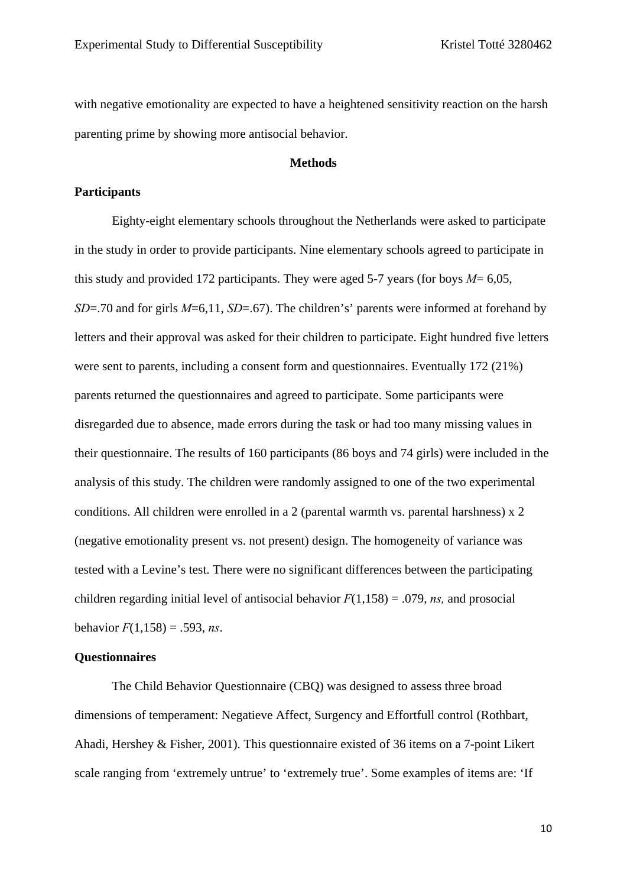with negative emotionality are expected to have a heightened sensitivity reaction on the harsh parenting prime by showing more antisocial behavior.

## Methods

### Participants

Eighty-eight elementary schools throughout the Netherlands were asked to participate in the study in order to provide participants. Nine elementary schools agreed to participate in this study and provided 172 participants. They were aged 5-7 years (for boys $M$= 6,05, $SD$=.70 and for girls $M$=6,11, $SD$=.67). The children's' parents were informed at forehand by letters and their approval was asked for their children to participate. Eight hundred five letters were sent to parents, including a consent form and questionnaires. Eventually 172 (21%) parents returned the questionnaires and agreed to participate. Some participants were disregarded due to absence, made errors during the task or had too many missing values in their questionnaire. The results of 160 participants (86 boys and 74 girls) were included in the analysis of this study. The children were randomly assigned to one of the two experimental conditions. All children were enrolled in a 2 (parental warmth vs. parental harshness) x 2 (negative emotionality present vs. not present) design. The homogeneity of variance was tested with a Levine's test. There were no significant differences between the participating children regarding initial level of antisocial behavior $F(1,158) = .079$, *ns,* and prosocial behavior $F(1,158) = .593$, *ns*.

### Questionnaires

The Child Behavior Questionnaire (CBQ) was designed to assess three broad dimensions of temperament: Negatieve Affect, Surgency and Effortfull control (Rothbart, Ahadi, Hershey & Fisher, 2001). This questionnaire existed of 36 items on a 7-point Likert scale ranging from 'extremely untrue' to 'extremely true'. Some examples of items are: 'If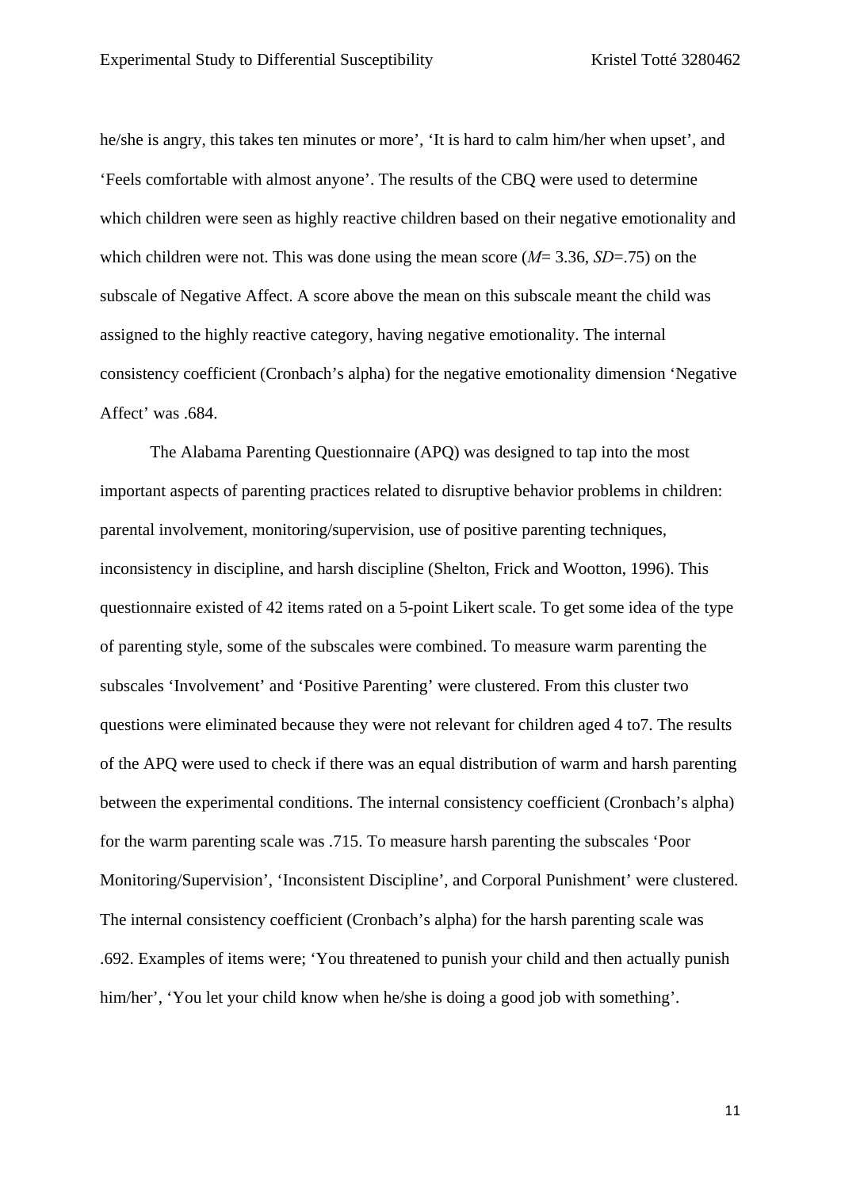he/she is angry, this takes ten minutes or more', 'It is hard to calm him/her when upset', and 'Feels comfortable with almost anyone'. The results of the CBQ were used to determine which children were seen as highly reactive children based on their negative emotionality and which children were not. This was done using the mean score (*M*= 3.36, *SD*=.75) on the subscale of Negative Affect. A score above the mean on this subscale meant the child was assigned to the highly reactive category, having negative emotionality. The internal consistency coefficient (Cronbach's alpha) for the negative emotionality dimension 'Negative Affect' was .684.

The Alabama Parenting Questionnaire (APQ) was designed to tap into the most important aspects of parenting practices related to disruptive behavior problems in children: parental involvement, monitoring/supervision, use of positive parenting techniques, inconsistency in discipline, and harsh discipline (Shelton, Frick and Wootton, 1996). This questionnaire existed of 42 items rated on a 5-point Likert scale. To get some idea of the type of parenting style, some of the subscales were combined. To measure warm parenting the subscales 'Involvement' and 'Positive Parenting' were clustered. From this cluster two questions were eliminated because they were not relevant for children aged 4 to7. The results of the APQ were used to check if there was an equal distribution of warm and harsh parenting between the experimental conditions. The internal consistency coefficient (Cronbach's alpha) for the warm parenting scale was .715. To measure harsh parenting the subscales 'Poor Monitoring/Supervision', 'Inconsistent Discipline', and Corporal Punishment' were clustered. The internal consistency coefficient (Cronbach's alpha) for the harsh parenting scale was .692. Examples of items were; 'You threatened to punish your child and then actually punish him/her', 'You let your child know when he/she is doing a good job with something'.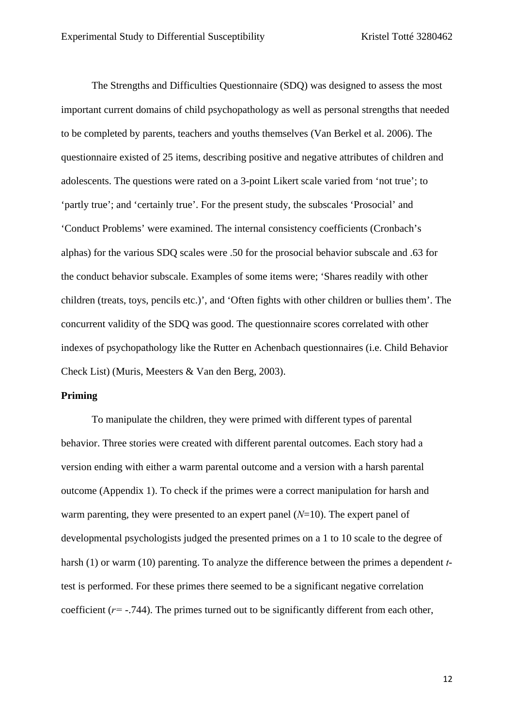The Strengths and Difficulties Questionnaire (SDQ) was designed to assess the most important current domains of child psychopathology as well as personal strengths that needed to be completed by parents, teachers and youths themselves (Van Berkel et al. 2006). The questionnaire existed of 25 items, describing positive and negative attributes of children and adolescents. The questions were rated on a 3-point Likert scale varied from 'not true'; to 'partly true'; and 'certainly true'. For the present study, the subscales 'Prosocial' and 'Conduct Problems' were examined. The internal consistency coefficients (Cronbach's alphas) for the various SDQ scales were .50 for the prosocial behavior subscale and .63 for the conduct behavior subscale. Examples of some items were; 'Shares readily with other children (treats, toys, pencils etc.)', and 'Often fights with other children or bullies them'. The concurrent validity of the SDQ was good. The questionnaire scores correlated with other indexes of psychopathology like the Rutter en Achenbach questionnaires (i.e. Child Behavior Check List) (Muris, Meesters & Van den Berg, 2003).

**Priming**

To manipulate the children, they were primed with different types of parental behavior. Three stories were created with different parental outcomes. Each story had a version ending with either a warm parental outcome and a version with a harsh parental outcome (Appendix 1). To check if the primes were a correct manipulation for harsh and warm parenting, they were presented to an expert panel ($N$=10). The expert panel of developmental psychologists judged the presented primes on a 1 to 10 scale to the degree of harsh (1) or warm (10) parenting. To analyze the difference between the primes a dependent $t$-test is performed. For these primes there seemed to be a significant negative correlation coefficient ($r$= -.744). The primes turned out to be significantly different from each other,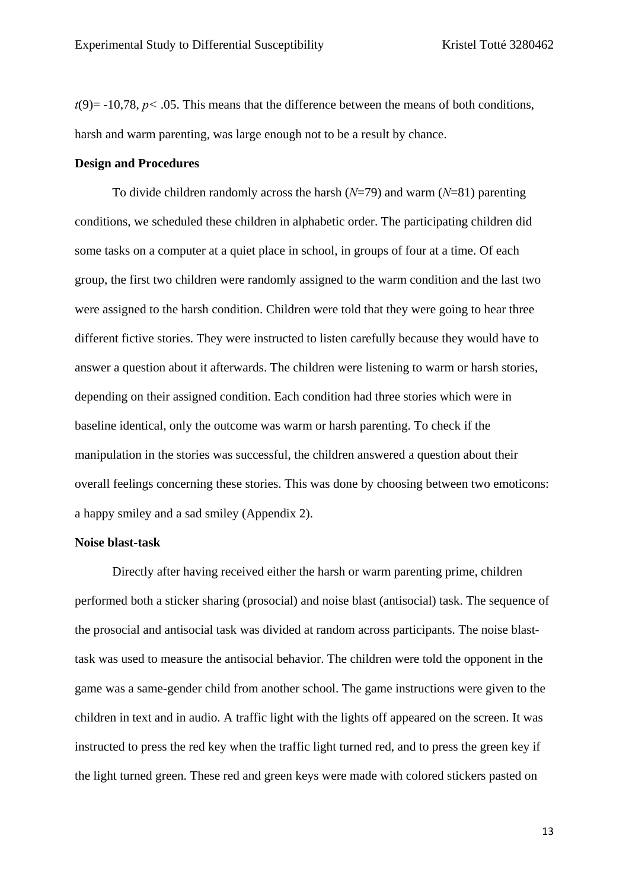$t(9) = -10{,}78$, $p < .05$. This means that the difference between the means of both conditions, harsh and warm parenting, was large enough not to be a result by chance.

**Design and Procedures**

To divide children randomly across the harsh ($N$=79) and warm ($N$=81) parenting conditions, we scheduled these children in alphabetic order. The participating children did some tasks on a computer at a quiet place in school, in groups of four at a time. Of each group, the first two children were randomly assigned to the warm condition and the last two were assigned to the harsh condition. Children were told that they were going to hear three different fictive stories. They were instructed to listen carefully because they would have to answer a question about it afterwards. The children were listening to warm or harsh stories, depending on their assigned condition. Each condition had three stories which were in baseline identical, only the outcome was warm or harsh parenting. To check if the manipulation in the stories was successful, the children answered a question about their overall feelings concerning these stories. This was done by choosing between two emoticons: a happy smiley and a sad smiley (Appendix 2).

**Noise blast-task**

Directly after having received either the harsh or warm parenting prime, children performed both a sticker sharing (prosocial) and noise blast (antisocial) task. The sequence of the prosocial and antisocial task was divided at random across participants. The noise blast-task was used to measure the antisocial behavior. The children were told the opponent in the game was a same-gender child from another school. The game instructions were given to the children in text and in audio. A traffic light with the lights off appeared on the screen. It was instructed to press the red key when the traffic light turned red, and to press the green key if the light turned green. These red and green keys were made with colored stickers pasted on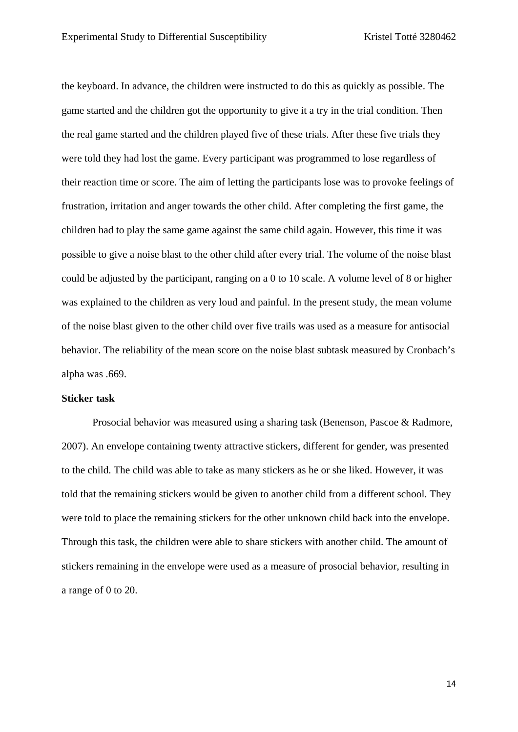the keyboard. In advance, the children were instructed to do this as quickly as possible. The game started and the children got the opportunity to give it a try in the trial condition. Then the real game started and the children played five of these trials. After these five trials they were told they had lost the game. Every participant was programmed to lose regardless of their reaction time or score. The aim of letting the participants lose was to provoke feelings of frustration, irritation and anger towards the other child. After completing the first game, the children had to play the same game against the same child again. However, this time it was possible to give a noise blast to the other child after every trial. The volume of the noise blast could be adjusted by the participant, ranging on a 0 to 10 scale. A volume level of 8 or higher was explained to the children as very loud and painful. In the present study, the mean volume of the noise blast given to the other child over five trails was used as a measure for antisocial behavior. The reliability of the mean score on the noise blast subtask measured by Cronbach's alpha was .669.

**Sticker task**

Prosocial behavior was measured using a sharing task (Benenson, Pascoe & Radmore, 2007). An envelope containing twenty attractive stickers, different for gender, was presented to the child. The child was able to take as many stickers as he or she liked. However, it was told that the remaining stickers would be given to another child from a different school. They were told to place the remaining stickers for the other unknown child back into the envelope. Through this task, the children were able to share stickers with another child. The amount of stickers remaining in the envelope were used as a measure of prosocial behavior, resulting in a range of 0 to 20.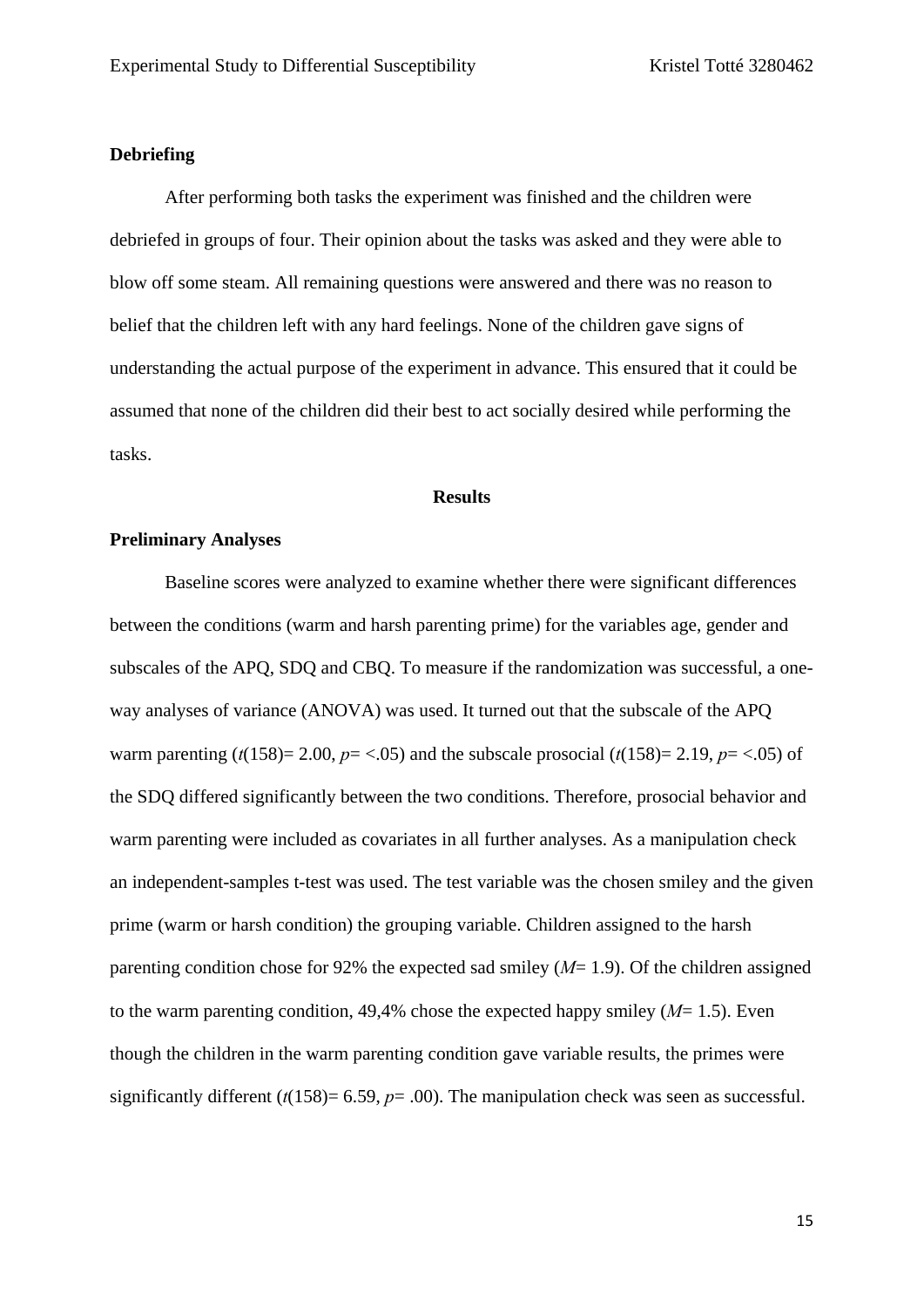### Debriefing

After performing both tasks the experiment was finished and the children were debriefed in groups of four. Their opinion about the tasks was asked and they were able to blow off some steam. All remaining questions were answered and there was no reason to belief that the children left with any hard feelings. None of the children gave signs of understanding the actual purpose of the experiment in advance. This ensured that it could be assumed that none of the children did their best to act socially desired while performing the tasks.

## Results

### Preliminary Analyses

Baseline scores were analyzed to examine whether there were significant differences between the conditions (warm and harsh parenting prime) for the variables age, gender and subscales of the APQ, SDQ and CBQ. To measure if the randomization was successful, a one-way analyses of variance (ANOVA) was used. It turned out that the subscale of the APQ warm parenting ($t(158)= 2.00$, $p= <.05$) and the subscale prosocial ($t(158)= 2.19$, $p= <.05$) of the SDQ differed significantly between the two conditions. Therefore, prosocial behavior and warm parenting were included as covariates in all further analyses. As a manipulation check an independent-samples t-test was used. The test variable was the chosen smiley and the given prime (warm or harsh condition) the grouping variable. Children assigned to the harsh parenting condition chose for 92% the expected sad smiley ($M= 1.9$). Of the children assigned to the warm parenting condition, 49,4% chose the expected happy smiley ($M= 1.5$). Even though the children in the warm parenting condition gave variable results, the primes were significantly different ($t(158)= 6.59$, $p= .00$). The manipulation check was seen as successful.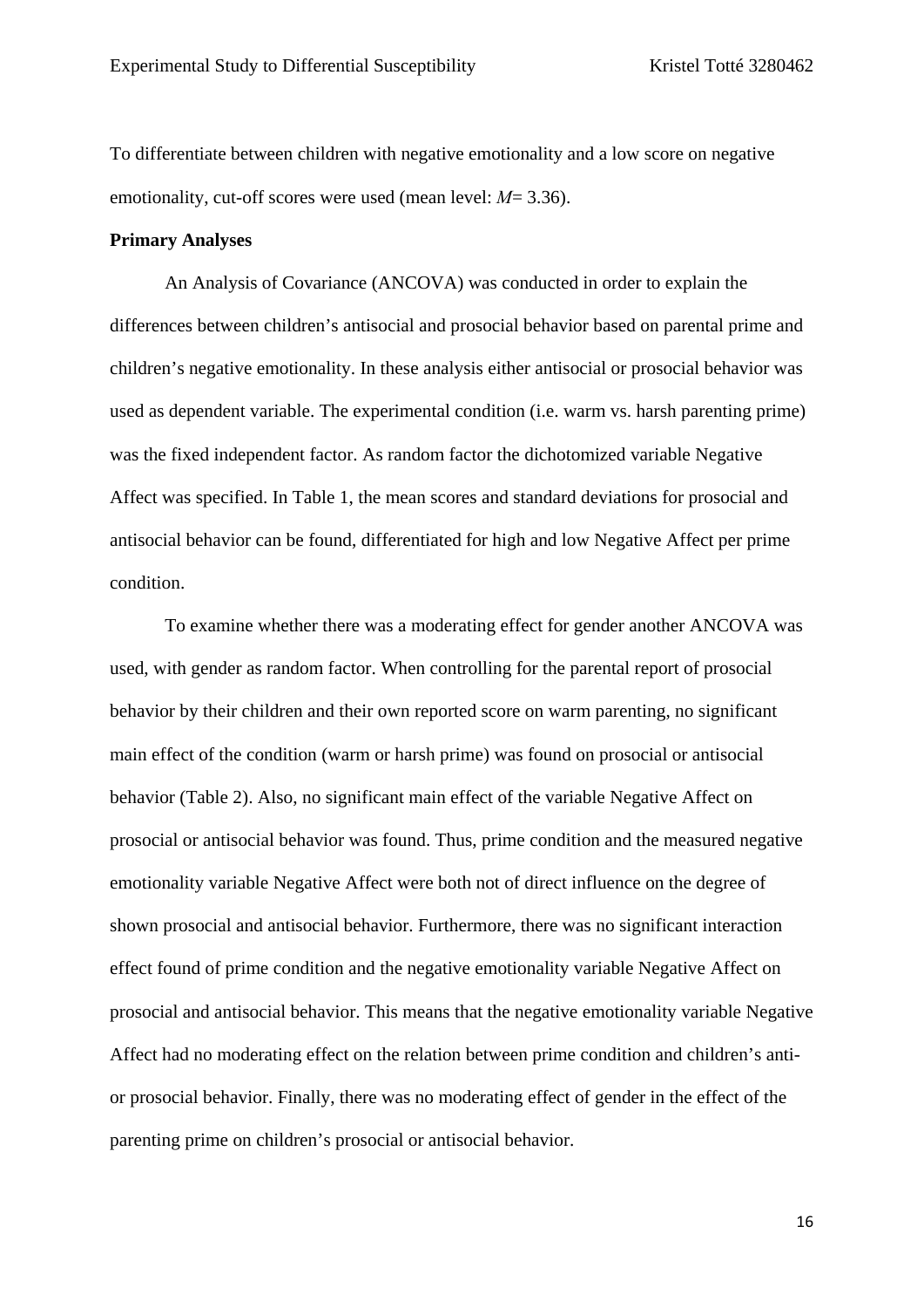To differentiate between children with negative emotionality and a low score on negative emotionality, cut-off scores were used (mean level: $M$= 3.36).

**Primary Analyses**

An Analysis of Covariance (ANCOVA) was conducted in order to explain the differences between children's antisocial and prosocial behavior based on parental prime and children's negative emotionality. In these analysis either antisocial or prosocial behavior was used as dependent variable. The experimental condition (i.e. warm vs. harsh parenting prime) was the fixed independent factor. As random factor the dichotomized variable Negative Affect was specified. In Table 1, the mean scores and standard deviations for prosocial and antisocial behavior can be found, differentiated for high and low Negative Affect per prime condition.

To examine whether there was a moderating effect for gender another ANCOVA was used, with gender as random factor. When controlling for the parental report of prosocial behavior by their children and their own reported score on warm parenting, no significant main effect of the condition (warm or harsh prime) was found on prosocial or antisocial behavior (Table 2). Also, no significant main effect of the variable Negative Affect on prosocial or antisocial behavior was found. Thus, prime condition and the measured negative emotionality variable Negative Affect were both not of direct influence on the degree of shown prosocial and antisocial behavior. Furthermore, there was no significant interaction effect found of prime condition and the negative emotionality variable Negative Affect on prosocial and antisocial behavior. This means that the negative emotionality variable Negative Affect had no moderating effect on the relation between prime condition and children's anti- or prosocial behavior. Finally, there was no moderating effect of gender in the effect of the parenting prime on children's prosocial or antisocial behavior.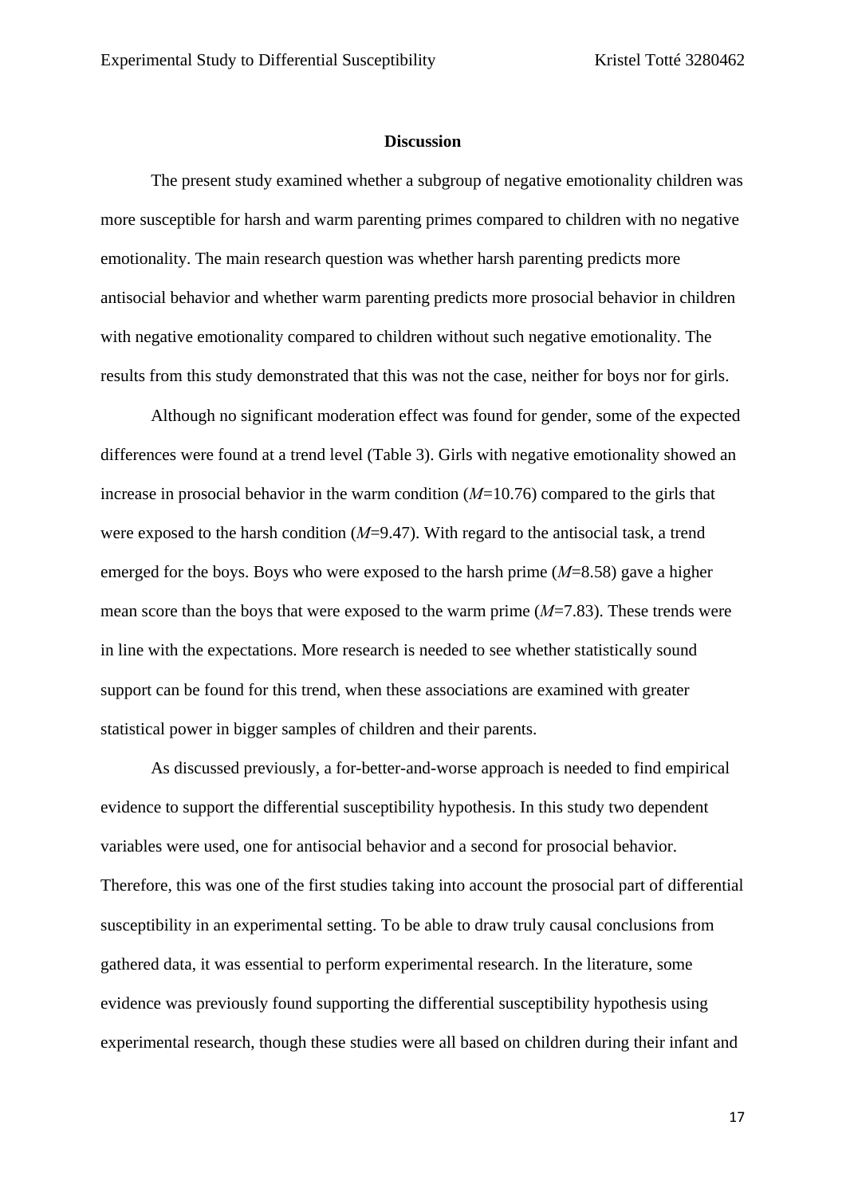**Discussion**

The present study examined whether a subgroup of negative emotionality children was more susceptible for harsh and warm parenting primes compared to children with no negative emotionality. The main research question was whether harsh parenting predicts more antisocial behavior and whether warm parenting predicts more prosocial behavior in children with negative emotionality compared to children without such negative emotionality. The results from this study demonstrated that this was not the case, neither for boys nor for girls.

Although no significant moderation effect was found for gender, some of the expected differences were found at a trend level (Table 3). Girls with negative emotionality showed an increase in prosocial behavior in the warm condition ($M$=10.76) compared to the girls that were exposed to the harsh condition ($M$=9.47). With regard to the antisocial task, a trend emerged for the boys. Boys who were exposed to the harsh prime ($M$=8.58) gave a higher mean score than the boys that were exposed to the warm prime ($M$=7.83). These trends were in line with the expectations. More research is needed to see whether statistically sound support can be found for this trend, when these associations are examined with greater statistical power in bigger samples of children and their parents.

As discussed previously, a for-better-and-worse approach is needed to find empirical evidence to support the differential susceptibility hypothesis. In this study two dependent variables were used, one for antisocial behavior and a second for prosocial behavior. Therefore, this was one of the first studies taking into account the prosocial part of differential susceptibility in an experimental setting. To be able to draw truly causal conclusions from gathered data, it was essential to perform experimental research. In the literature, some evidence was previously found supporting the differential susceptibility hypothesis using experimental research, though these studies were all based on children during their infant and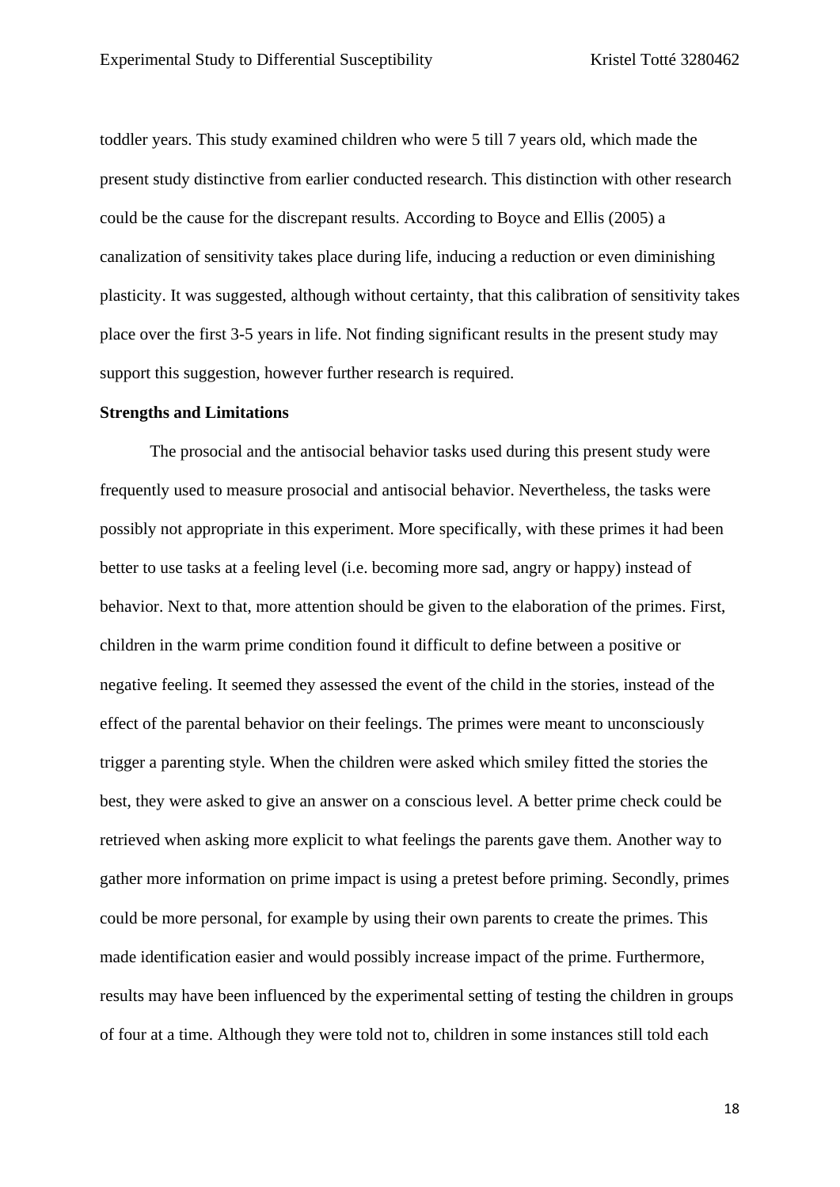toddler years. This study examined children who were 5 till 7 years old, which made the present study distinctive from earlier conducted research. This distinction with other research could be the cause for the discrepant results. According to Boyce and Ellis (2005) a canalization of sensitivity takes place during life, inducing a reduction or even diminishing plasticity. It was suggested, although without certainty, that this calibration of sensitivity takes place over the first 3-5 years in life. Not finding significant results in the present study may support this suggestion, however further research is required.

**Strengths and Limitations**

The prosocial and the antisocial behavior tasks used during this present study were frequently used to measure prosocial and antisocial behavior. Nevertheless, the tasks were possibly not appropriate in this experiment. More specifically, with these primes it had been better to use tasks at a feeling level (i.e. becoming more sad, angry or happy) instead of behavior. Next to that, more attention should be given to the elaboration of the primes. First, children in the warm prime condition found it difficult to define between a positive or negative feeling. It seemed they assessed the event of the child in the stories, instead of the effect of the parental behavior on their feelings. The primes were meant to unconsciously trigger a parenting style. When the children were asked which smiley fitted the stories the best, they were asked to give an answer on a conscious level. A better prime check could be retrieved when asking more explicit to what feelings the parents gave them. Another way to gather more information on prime impact is using a pretest before priming. Secondly, primes could be more personal, for example by using their own parents to create the primes. This made identification easier and would possibly increase impact of the prime. Furthermore, results may have been influenced by the experimental setting of testing the children in groups of four at a time. Although they were told not to, children in some instances still told each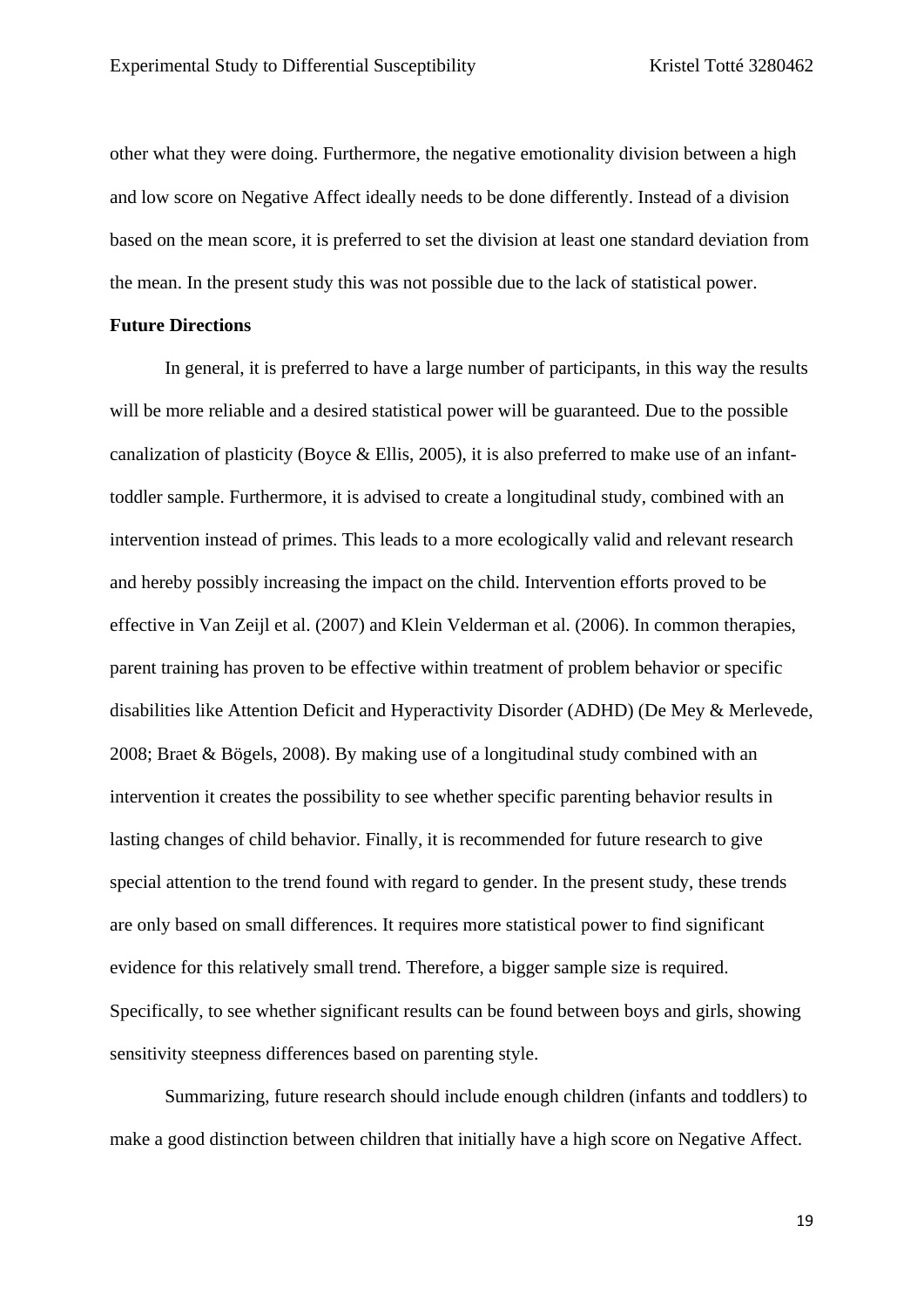other what they were doing. Furthermore, the negative emotionality division between a high and low score on Negative Affect ideally needs to be done differently. Instead of a division based on the mean score, it is preferred to set the division at least one standard deviation from the mean. In the present study this was not possible due to the lack of statistical power.

**Future Directions**

In general, it is preferred to have a large number of participants, in this way the results will be more reliable and a desired statistical power will be guaranteed. Due to the possible canalization of plasticity (Boyce & Ellis, 2005), it is also preferred to make use of an infant-toddler sample. Furthermore, it is advised to create a longitudinal study, combined with an intervention instead of primes. This leads to a more ecologically valid and relevant research and hereby possibly increasing the impact on the child. Intervention efforts proved to be effective in Van Zeijl et al. (2007) and Klein Velderman et al. (2006). In common therapies, parent training has proven to be effective within treatment of problem behavior or specific disabilities like Attention Deficit and Hyperactivity Disorder (ADHD) (De Mey & Merlevede, 2008; Braet & Bögels, 2008). By making use of a longitudinal study combined with an intervention it creates the possibility to see whether specific parenting behavior results in lasting changes of child behavior. Finally, it is recommended for future research to give special attention to the trend found with regard to gender. In the present study, these trends are only based on small differences. It requires more statistical power to find significant evidence for this relatively small trend. Therefore, a bigger sample size is required. Specifically, to see whether significant results can be found between boys and girls, showing sensitivity steepness differences based on parenting style.

Summarizing, future research should include enough children (infants and toddlers) to make a good distinction between children that initially have a high score on Negative Affect.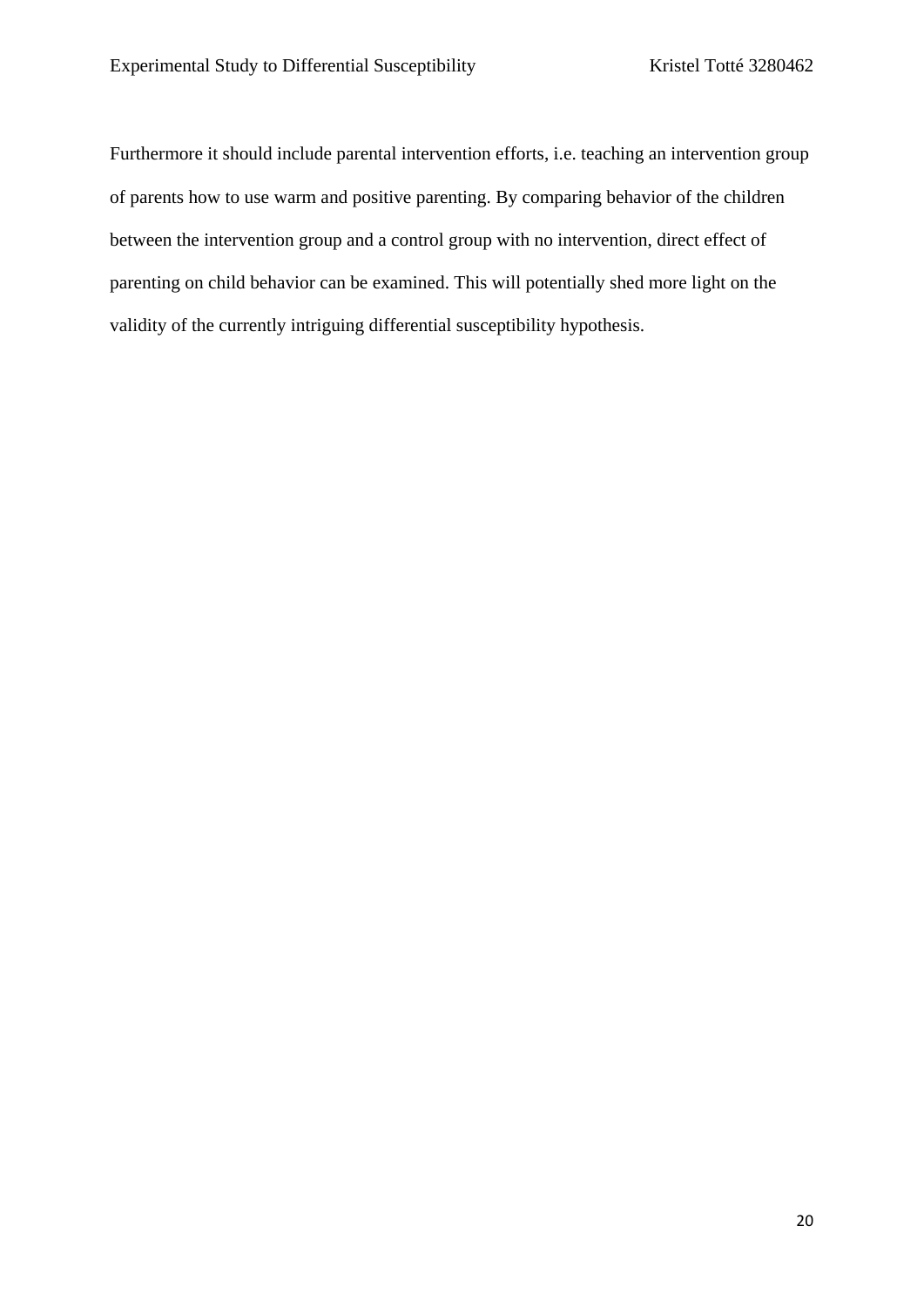Furthermore it should include parental intervention efforts, i.e. teaching an intervention group of parents how to use warm and positive parenting. By comparing behavior of the children between the intervention group and a control group with no intervention, direct effect of parenting on child behavior can be examined. This will potentially shed more light on the validity of the currently intriguing differential susceptibility hypothesis.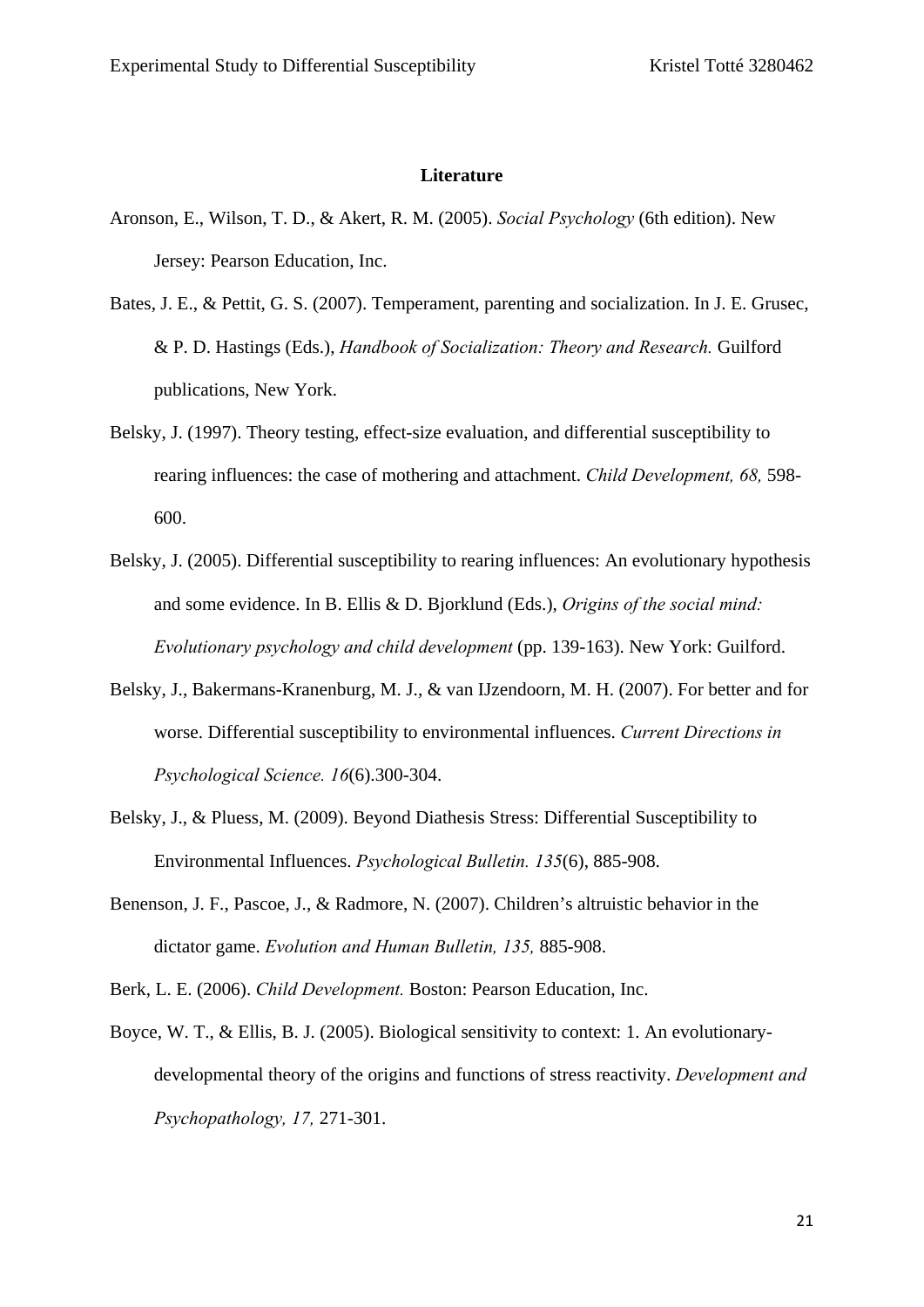**Literature**

Aronson, E., Wilson, T. D., & Akert, R. M. (2005). *Social Psychology* (6th edition). New Jersey: Pearson Education, Inc.

Bates, J. E., & Pettit, G. S. (2007). Temperament, parenting and socialization. In J. E. Grusec, & P. D. Hastings (Eds.), *Handbook of Socialization: Theory and Research.* Guilford publications, New York.

Belsky, J. (1997). Theory testing, effect-size evaluation, and differential susceptibility to rearing influences: the case of mothering and attachment. *Child Development, 68,* 598-600.

Belsky, J. (2005). Differential susceptibility to rearing influences: An evolutionary hypothesis and some evidence. In B. Ellis & D. Bjorklund (Eds.), *Origins of the social mind: Evolutionary psychology and child development* (pp. 139-163). New York: Guilford.

Belsky, J., Bakermans-Kranenburg, M. J., & van IJzendoorn, M. H. (2007). For better and for worse. Differential susceptibility to environmental influences. *Current Directions in Psychological Science. 16*(6).300-304.

Belsky, J., & Pluess, M. (2009). Beyond Diathesis Stress: Differential Susceptibility to Environmental Influences. *Psychological Bulletin. 135*(6), 885-908.

Benenson, J. F., Pascoe, J., & Radmore, N. (2007). Children's altruistic behavior in the dictator game. *Evolution and Human Bulletin, 135,* 885-908.

Berk, L. E. (2006). *Child Development.* Boston: Pearson Education, Inc.

Boyce, W. T., & Ellis, B. J. (2005). Biological sensitivity to context: 1. An evolutionary-developmental theory of the origins and functions of stress reactivity. *Development and Psychopathology, 17,* 271-301.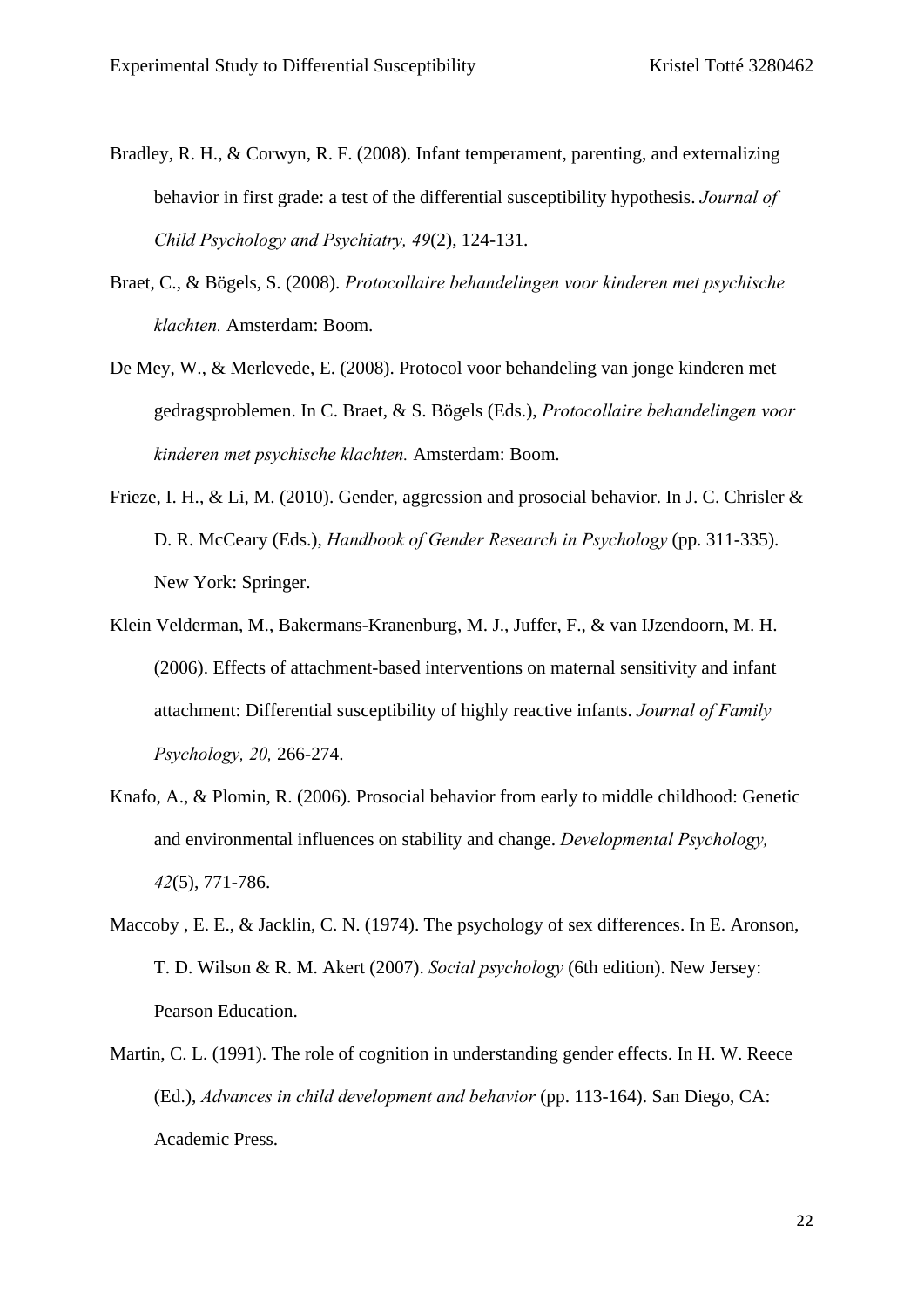Bradley, R. H., & Corwyn, R. F. (2008). Infant temperament, parenting, and externalizing behavior in first grade: a test of the differential susceptibility hypothesis. *Journal of Child Psychology and Psychiatry, 49*(2), 124-131.

Braet, C., & Bögels, S. (2008). *Protocollaire behandelingen voor kinderen met psychische klachten.* Amsterdam: Boom.

De Mey, W., & Merlevede, E. (2008). Protocol voor behandeling van jonge kinderen met gedragsproblemen. In C. Braet, & S. Bögels (Eds.), *Protocollaire behandelingen voor kinderen met psychische klachten.* Amsterdam: Boom.

Frieze, I. H., & Li, M. (2010). Gender, aggression and prosocial behavior. In J. C. Chrisler & D. R. McCeary (Eds.), *Handbook of Gender Research in Psychology* (pp. 311-335). New York: Springer.

Klein Velderman, M., Bakermans-Kranenburg, M. J., Juffer, F., & van IJzendoorn, M. H. (2006). Effects of attachment-based interventions on maternal sensitivity and infant attachment: Differential susceptibility of highly reactive infants. *Journal of Family Psychology, 20,* 266-274.

Knafo, A., & Plomin, R. (2006). Prosocial behavior from early to middle childhood: Genetic and environmental influences on stability and change. *Developmental Psychology, 42*(5), 771-786.

Maccoby , E. E., & Jacklin, C. N. (1974). The psychology of sex differences. In E. Aronson, T. D. Wilson & R. M. Akert (2007). *Social psychology* (6th edition). New Jersey: Pearson Education.

Martin, C. L. (1991). The role of cognition in understanding gender effects. In H. W. Reece (Ed.), *Advances in child development and behavior* (pp. 113-164). San Diego, CA: Academic Press.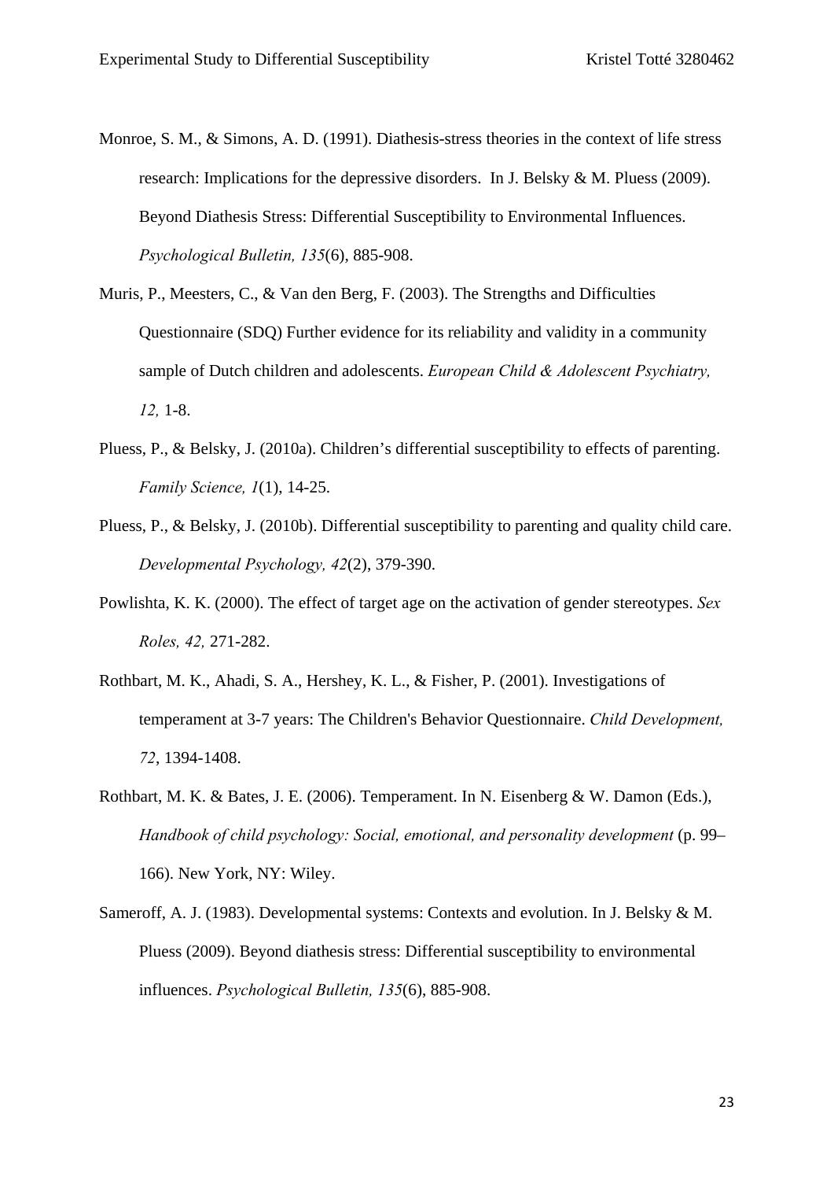Monroe, S. M., & Simons, A. D. (1991). Diathesis-stress theories in the context of life stress research: Implications for the depressive disorders. In J. Belsky & M. Pluess (2009). Beyond Diathesis Stress: Differential Susceptibility to Environmental Influences. *Psychological Bulletin, 135*(6), 885-908.

Muris, P., Meesters, C., & Van den Berg, F. (2003). The Strengths and Difficulties Questionnaire (SDQ) Further evidence for its reliability and validity in a community sample of Dutch children and adolescents. *European Child & Adolescent Psychiatry, 12,* 1-8.

Pluess, P., & Belsky, J. (2010a). Children's differential susceptibility to effects of parenting. *Family Science, 1*(1), 14-25.

Pluess, P., & Belsky, J. (2010b). Differential susceptibility to parenting and quality child care. *Developmental Psychology, 42*(2), 379-390.

Powlishta, K. K. (2000). The effect of target age on the activation of gender stereotypes. *Sex Roles, 42,* 271-282.

Rothbart, M. K., Ahadi, S. A., Hershey, K. L., & Fisher, P. (2001). Investigations of temperament at 3-7 years: The Children's Behavior Questionnaire. *Child Development, 72*, 1394-1408.

Rothbart, M. K. & Bates, J. E. (2006). Temperament. In N. Eisenberg & W. Damon (Eds.), *Handbook of child psychology: Social, emotional, and personality development* (p. 99–166). New York, NY: Wiley.

Sameroff, A. J. (1983). Developmental systems: Contexts and evolution. In J. Belsky & M. Pluess (2009). Beyond diathesis stress: Differential susceptibility to environmental influences. *Psychological Bulletin, 135*(6), 885-908.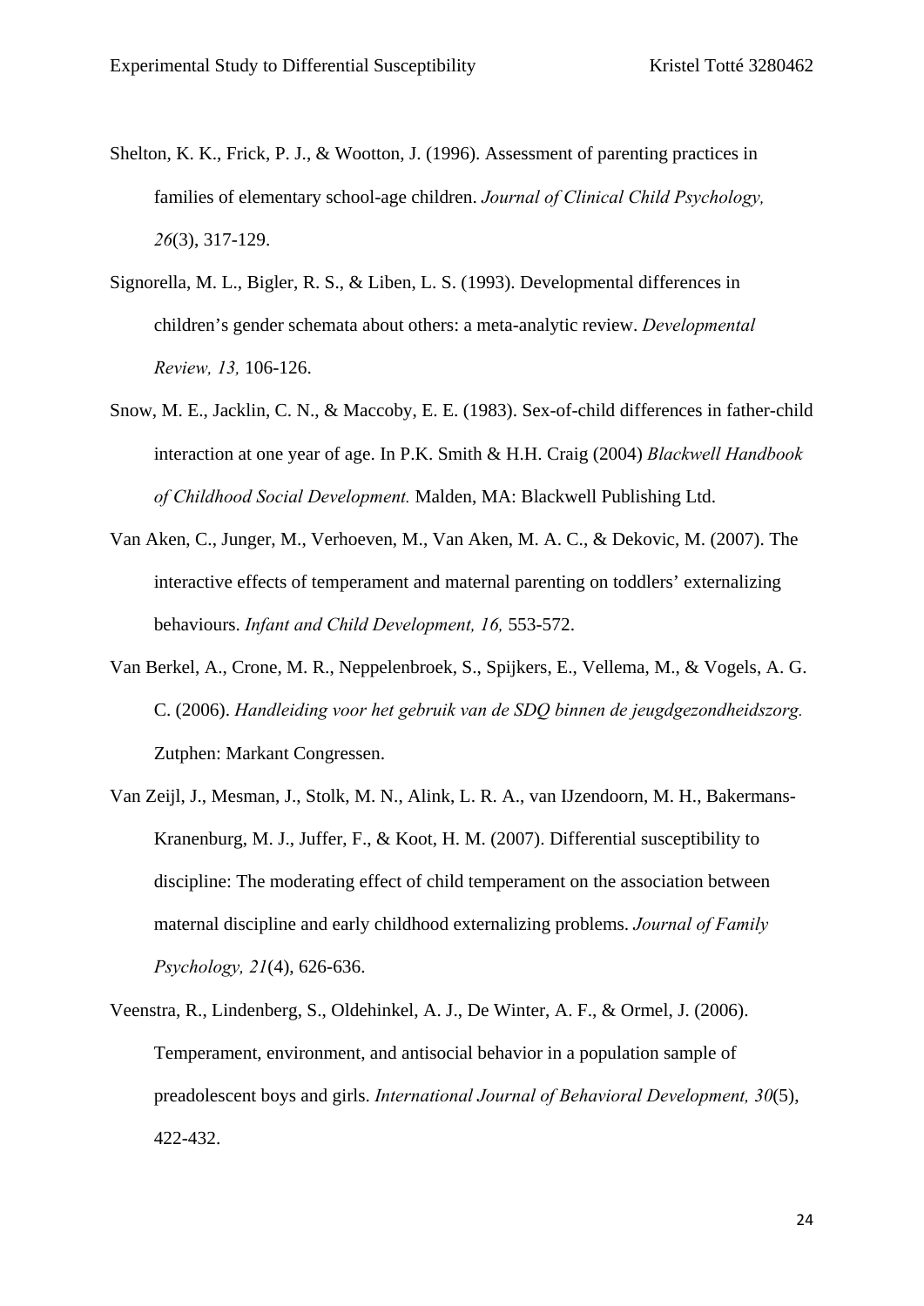Shelton, K. K., Frick, P. J., & Wootton, J. (1996). Assessment of parenting practices in families of elementary school-age children. *Journal of Clinical Child Psychology, 26*(3), 317-129.

Signorella, M. L., Bigler, R. S., & Liben, L. S. (1993). Developmental differences in children's gender schemata about others: a meta-analytic review. *Developmental Review, 13,* 106-126.

Snow, M. E., Jacklin, C. N., & Maccoby, E. E. (1983). Sex-of-child differences in father-child interaction at one year of age. In P.K. Smith & H.H. Craig (2004) *Blackwell Handbook of Childhood Social Development.* Malden, MA: Blackwell Publishing Ltd.

Van Aken, C., Junger, M., Verhoeven, M., Van Aken, M. A. C., & Dekovic, M. (2007). The interactive effects of temperament and maternal parenting on toddlers' externalizing behaviours. *Infant and Child Development, 16,* 553-572.

Van Berkel, A., Crone, M. R., Neppelenbroek, S., Spijkers, E., Vellema, M., & Vogels, A. G. C. (2006). *Handleiding voor het gebruik van de SDQ binnen de jeugdgezondheidszorg.* Zutphen: Markant Congressen.

Van Zeijl, J., Mesman, J., Stolk, M. N., Alink, L. R. A., van IJzendoorn, M. H., Bakermans-Kranenburg, M. J., Juffer, F., & Koot, H. M. (2007). Differential susceptibility to discipline: The moderating effect of child temperament on the association between maternal discipline and early childhood externalizing problems. *Journal of Family Psychology, 21*(4), 626-636.

Veenstra, R., Lindenberg, S., Oldehinkel, A. J., De Winter, A. F., & Ormel, J. (2006). Temperament, environment, and antisocial behavior in a population sample of preadolescent boys and girls. *International Journal of Behavioral Development, 30*(5), 422-432.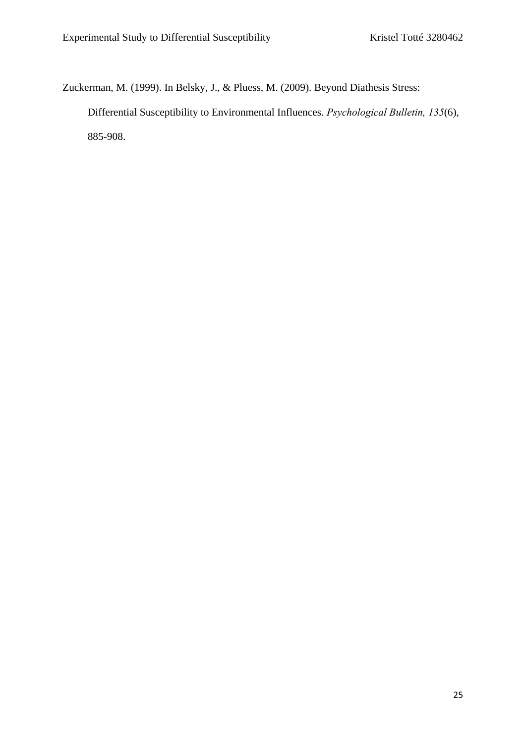Zuckerman, M. (1999). In Belsky, J., & Pluess, M. (2009). Beyond Diathesis Stress: Differential Susceptibility to Environmental Influences. *Psychological Bulletin, 135*(6), 885-908.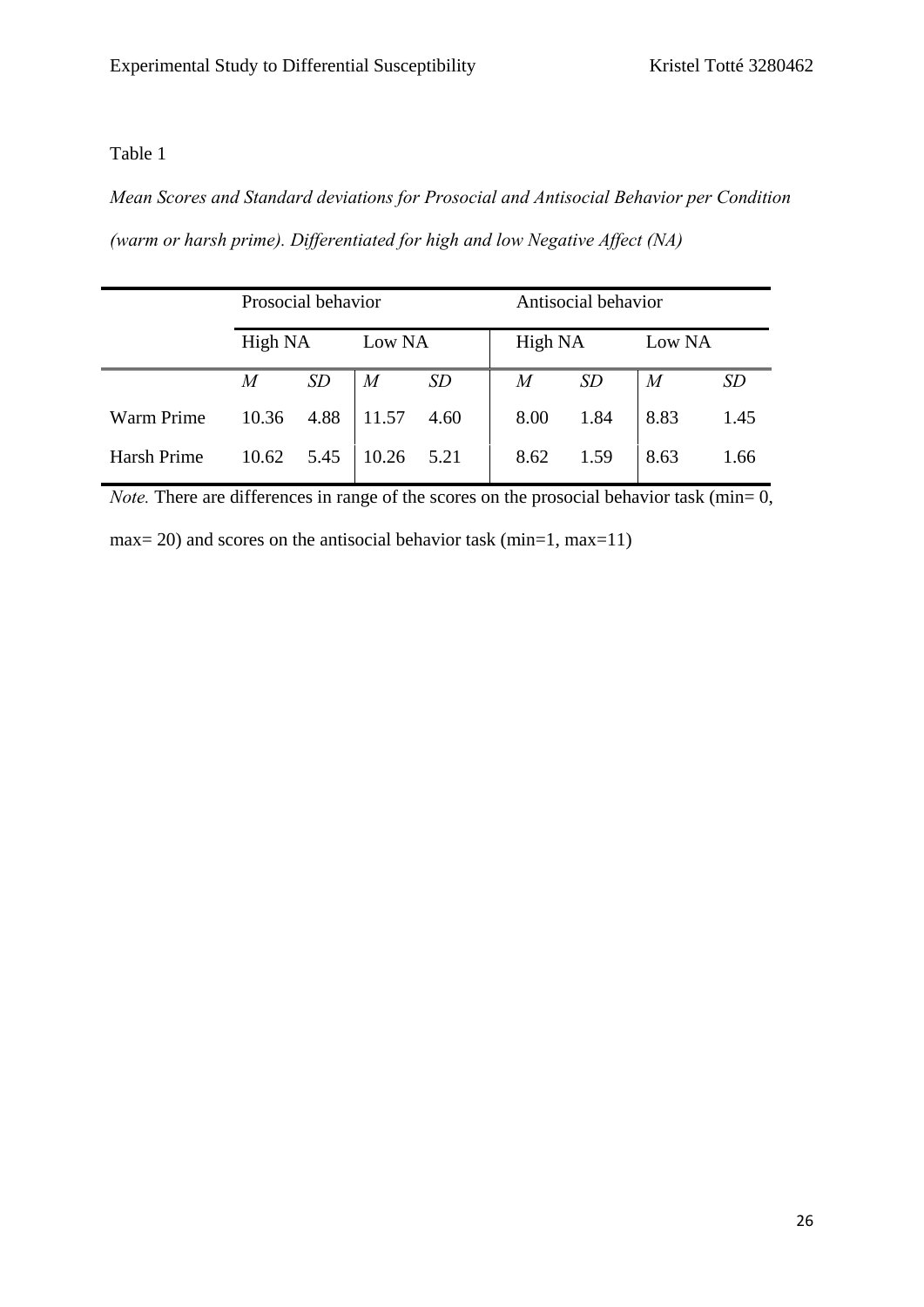Table 1

*Mean Scores and Standard deviations for Prosocial and Antisocial Behavior per Condition (warm or harsh prime). Differentiated for high and low Negative Affect (NA)*

| | Prosocial behavior | | | | Antisocial behavior | | | |
|---|---|---|---|---|---|---|---|---|
| | High NA | | Low NA | | High NA | | Low NA | |
| | *M* | *SD* | *M* | *SD* | *M* | *SD* | *M* | *SD* |
| Warm Prime | 10.36 | 4.88 | 11.57 | 4.60 | 8.00 | 1.84 | 8.83 | 1.45 |
| Harsh Prime | 10.62 | 5.45 | 10.26 | 5.21 | 8.62 | 1.59 | 8.63 | 1.66 |

*Note.* There are differences in range of the scores on the prosocial behavior task (min= 0, max= 20) and scores on the antisocial behavior task (min=1, max=11)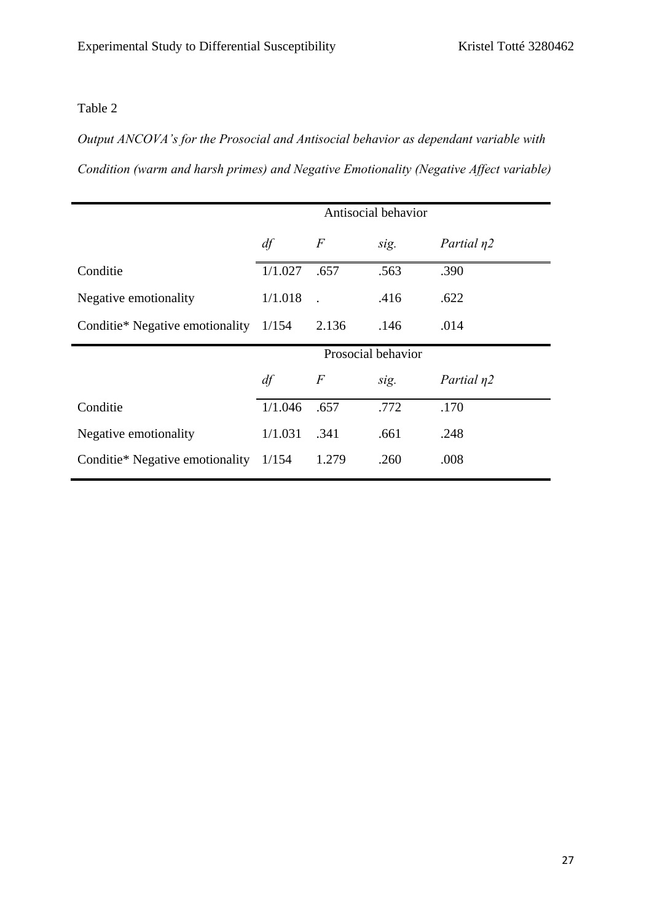Table 2

*Output ANCOVA's for the Prosocial and Antisocial behavior as dependant variable with Condition (warm and harsh primes) and Negative Emotionality (Negative Affect variable)*

| | Antisocial behavior | | | |
|---|---|---|---|---|
| | *df* | *F* | *sig.* | *Partial η2* |
| Conditie | 1/1.027 | .657 | .563 | .390 |
| Negative emotionality | 1/1.018 | . | .416 | .622 |
| Conditie* Negative emotionality | 1/154 | 2.136 | .146 | .014 |
| | **Prosocial behavior** | | | |
| | *df* | *F* | *sig.* | *Partial η2* |
| Conditie | 1/1.046 | .657 | .772 | .170 |
| Negative emotionality | 1/1.031 | .341 | .661 | .248 |
| Conditie* Negative emotionality | 1/154 | 1.279 | .260 | .008 |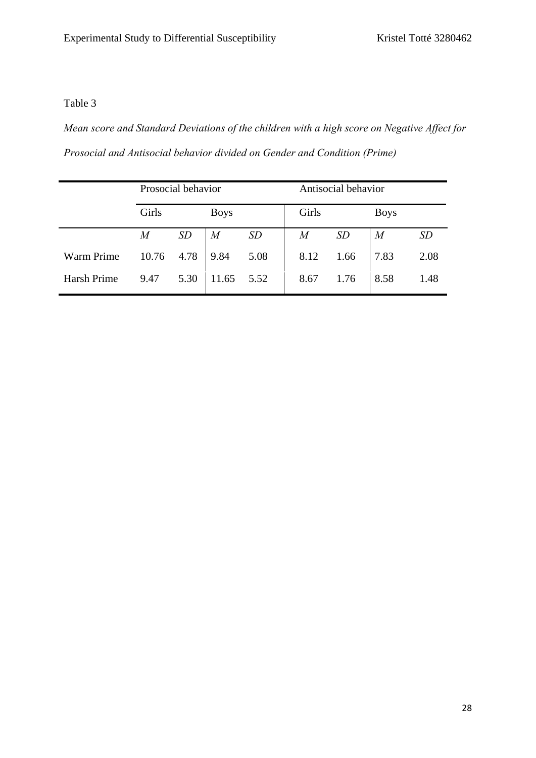Table 3

*Mean score and Standard Deviations of the children with a high score on Negative Affect for Prosocial and Antisocial behavior divided on Gender and Condition (Prime)*

| | Prosocial behavior | | | | Antisocial behavior | | | |
|---|---|---|---|---|---|---|---|---|
| | Girls | | Boys | | Girls | | Boys | |
| | *M* | *SD* | *M* | *SD* | *M* | *SD* | *M* | *SD* |
| Warm Prime | 10.76 | 4.78 | 9.84 | 5.08 | 8.12 | 1.66 | 7.83 | 2.08 |
| Harsh Prime | 9.47 | 5.30 | 11.65 | 5.52 | 8.67 | 1.76 | 8.58 | 1.48 |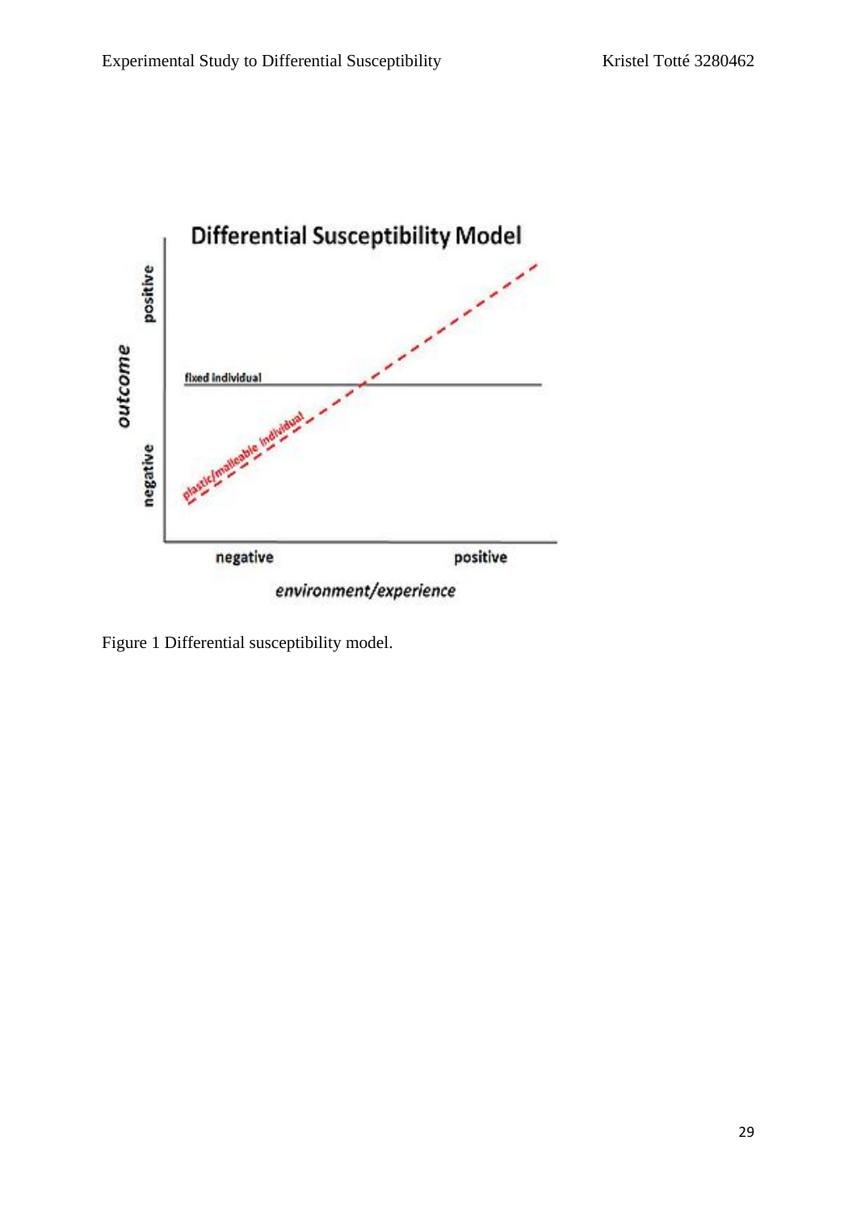Figure 1 Differential susceptibility model.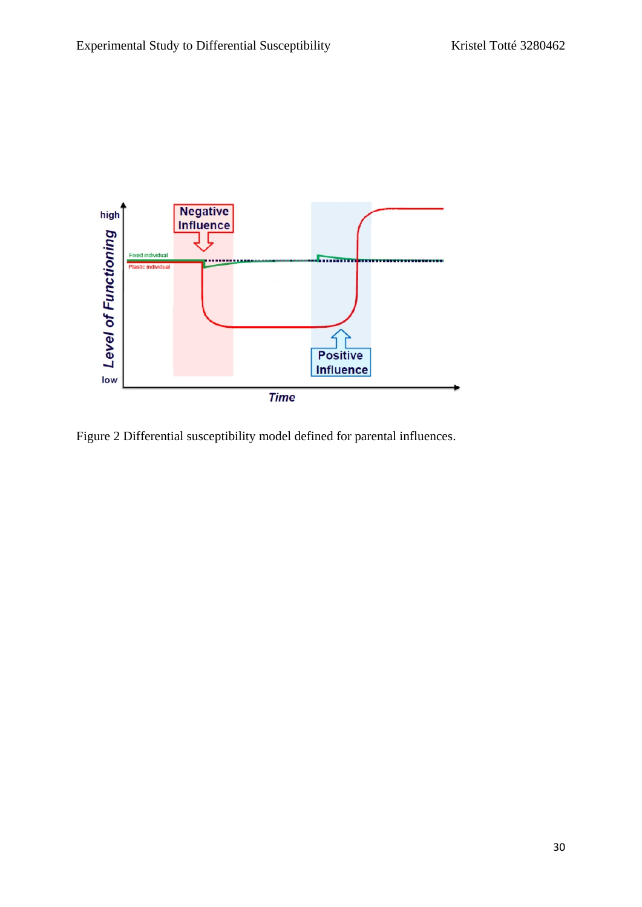Figure 2 Differential susceptibility model defined for parental influences.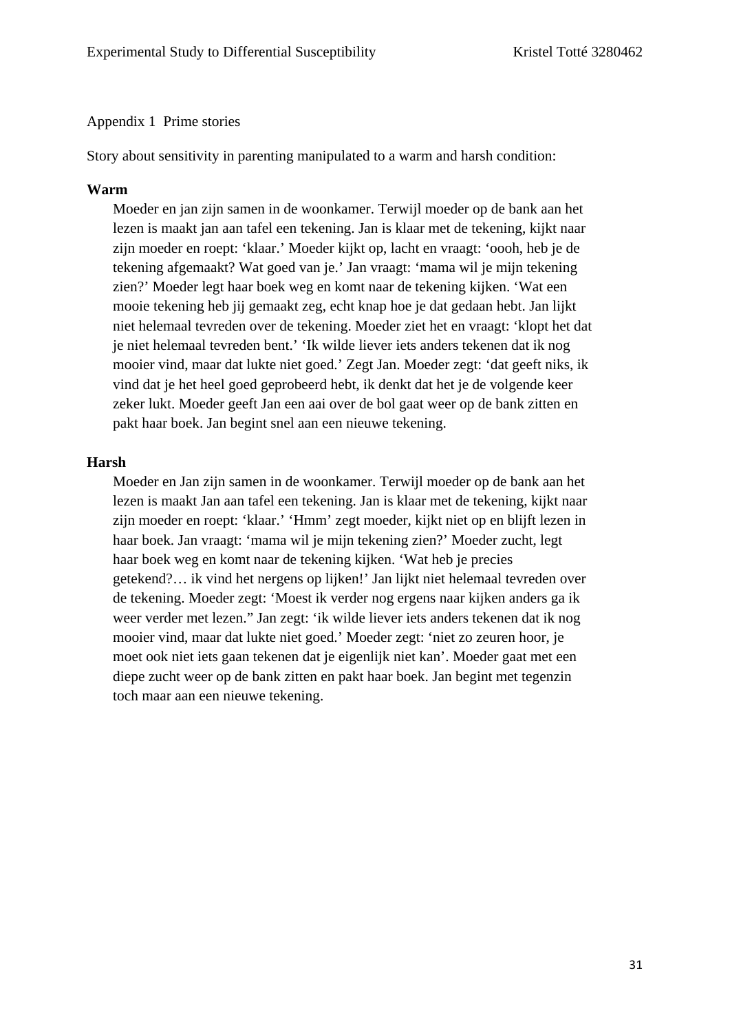Appendix 1  Prime stories

Story about sensitivity in parenting manipulated to a warm and harsh condition:

**Warm**

> Moeder en jan zijn samen in de woonkamer. Terwijl moeder op de bank aan het lezen is maakt jan aan tafel een tekening. Jan is klaar met de tekening, kijkt naar zijn moeder en roept: 'klaar.' Moeder kijkt op, lacht en vraagt: 'oooh, heb je de tekening afgemaakt? Wat goed van je.' Jan vraagt: 'mama wil je mijn tekening zien?' Moeder legt haar boek weg en komt naar de tekening kijken. 'Wat een mooie tekening heb jij gemaakt zeg, echt knap hoe je dat gedaan hebt. Jan lijkt niet helemaal tevreden over de tekening. Moeder ziet het en vraagt: 'klopt het dat je niet helemaal tevreden bent.' 'Ik wilde liever iets anders tekenen dat ik nog mooier vind, maar dat lukte niet goed.' Zegt Jan. Moeder zegt: 'dat geeft niks, ik vind dat je het heel goed geprobeerd hebt, ik denkt dat het je de volgende keer zeker lukt. Moeder geeft Jan een aai over de bol gaat weer op de bank zitten en pakt haar boek. Jan begint snel aan een nieuwe tekening.

**Harsh**

> Moeder en Jan zijn samen in de woonkamer. Terwijl moeder op de bank aan het lezen is maakt Jan aan tafel een tekening. Jan is klaar met de tekening, kijkt naar zijn moeder en roept: 'klaar.' 'Hmm' zegt moeder, kijkt niet op en blijft lezen in haar boek. Jan vraagt: 'mama wil je mijn tekening zien?' Moeder zucht, legt haar boek weg en komt naar de tekening kijken. 'Wat heb je precies getekend?… ik vind het nergens op lijken!' Jan lijkt niet helemaal tevreden over de tekening. Moeder zegt: 'Moest ik verder nog ergens naar kijken anders ga ik weer verder met lezen." Jan zegt: 'ik wilde liever iets anders tekenen dat ik nog mooier vind, maar dat lukte niet goed.' Moeder zegt: 'niet zo zeuren hoor, je moet ook niet iets gaan tekenen dat je eigenlijk niet kan'. Moeder gaat met een diepe zucht weer op de bank zitten en pakt haar boek. Jan begint met tegenzin toch maar aan een nieuwe tekening.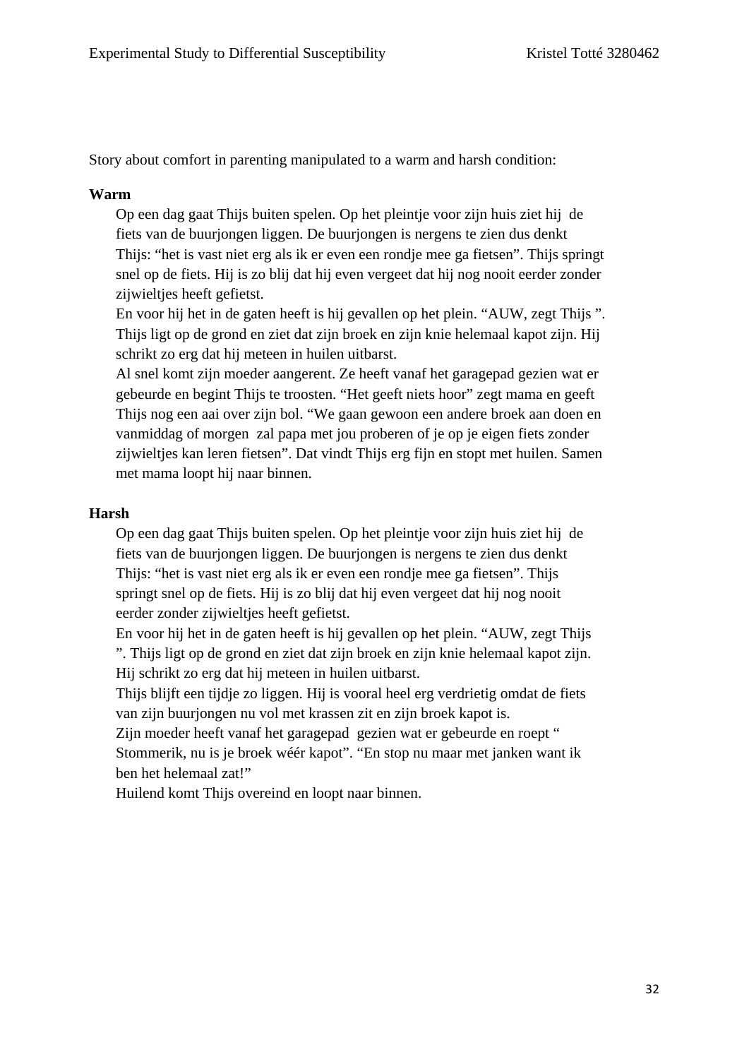Story about comfort in parenting manipulated to a warm and harsh condition:

**Warm**

Op een dag gaat Thijs buiten spelen. Op het pleintje voor zijn huis ziet hij de fiets van de buurjongen liggen. De buurjongen is nergens te zien dus denkt Thijs: "het is vast niet erg als ik er even een rondje mee ga fietsen". Thijs springt snel op de fiets. Hij is zo blij dat hij even vergeet dat hij nog nooit eerder zonder zijwieltjes heeft gefietst.
En voor hij het in de gaten heeft is hij gevallen op het plein. "AUW, zegt Thijs ". Thijs ligt op de grond en ziet dat zijn broek en zijn knie helemaal kapot zijn. Hij schrikt zo erg dat hij meteen in huilen uitbarst.
Al snel komt zijn moeder aangerent. Ze heeft vanaf het garagepad gezien wat er gebeurde en begint Thijs te troosten. "Het geeft niets hoor" zegt mama en geeft Thijs nog een aai over zijn bol. "We gaan gewoon een andere broek aan doen en vanmiddag of morgen zal papa met jou proberen of je op je eigen fiets zonder zijwieltjes kan leren fietsen". Dat vindt Thijs erg fijn en stopt met huilen. Samen met mama loopt hij naar binnen.

**Harsh**

Op een dag gaat Thijs buiten spelen. Op het pleintje voor zijn huis ziet hij de fiets van de buurjongen liggen. De buurjongen is nergens te zien dus denkt Thijs: "het is vast niet erg als ik er even een rondje mee ga fietsen". Thijs springt snel op de fiets. Hij is zo blij dat hij even vergeet dat hij nog nooit eerder zonder zijwieltjes heeft gefietst.
En voor hij het in de gaten heeft is hij gevallen op het plein. "AUW, zegt Thijs ". Thijs ligt op de grond en ziet dat zijn broek en zijn knie helemaal kapot zijn. Hij schrikt zo erg dat hij meteen in huilen uitbarst.
Thijs blijft een tijdje zo liggen. Hij is vooral heel erg verdrietig omdat de fiets van zijn buurjongen nu vol met krassen zit en zijn broek kapot is.
Zijn moeder heeft vanaf het garagepad gezien wat er gebeurde en roept " Stommerik, nu is je broek wéér kapot". "En stop nu maar met janken want ik ben het helemaal zat!"
Huilend komt Thijs overeind en loopt naar binnen.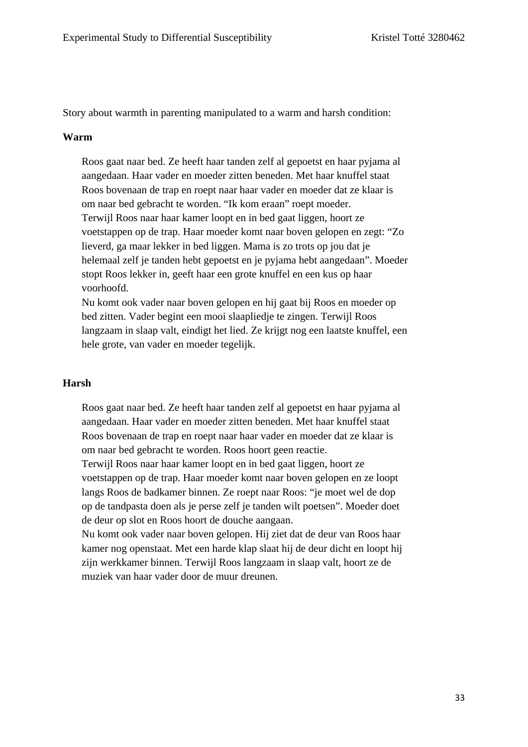Story about warmth in parenting manipulated to a warm and harsh condition:

**Warm**

> Roos gaat naar bed. Ze heeft haar tanden zelf al gepoetst en haar pyjama al aangedaan. Haar vader en moeder zitten beneden. Met haar knuffel staat Roos bovenaan de trap en roept naar haar vader en moeder dat ze klaar is om naar bed gebracht te worden. "Ik kom eraan" roept moeder.
> Terwijl Roos naar haar kamer loopt en in bed gaat liggen, hoort ze voetstappen op de trap. Haar moeder komt naar boven gelopen en zegt: "Zo lieverd, ga maar lekker in bed liggen. Mama is zo trots op jou dat je helemaal zelf je tanden hebt gepoetst en je pyjama hebt aangedaan". Moeder stopt Roos lekker in, geeft haar een grote knuffel en een kus op haar voorhoofd.
> Nu komt ook vader naar boven gelopen en hij gaat bij Roos en moeder op bed zitten. Vader begint een mooi slaapliedje te zingen. Terwijl Roos langzaam in slaap valt, eindigt het lied. Ze krijgt nog een laatste knuffel, een hele grote, van vader en moeder tegelijk.

**Harsh**

> Roos gaat naar bed. Ze heeft haar tanden zelf al gepoetst en haar pyjama al aangedaan. Haar vader en moeder zitten beneden. Met haar knuffel staat Roos bovenaan de trap en roept naar haar vader en moeder dat ze klaar is om naar bed gebracht te worden. Roos hoort geen reactie.
> Terwijl Roos naar haar kamer loopt en in bed gaat liggen, hoort ze voetstappen op de trap. Haar moeder komt naar boven gelopen en ze loopt langs Roos de badkamer binnen. Ze roept naar Roos: "je moet wel de dop op de tandpasta doen als je perse zelf je tanden wilt poetsen". Moeder doet de deur op slot en Roos hoort de douche aangaan.
> Nu komt ook vader naar boven gelopen. Hij ziet dat de deur van Roos haar kamer nog openstaat. Met een harde klap slaat hij de deur dicht en loopt hij zijn werkkamer binnen. Terwijl Roos langzaam in slaap valt, hoort ze de muziek van haar vader door de muur dreunen.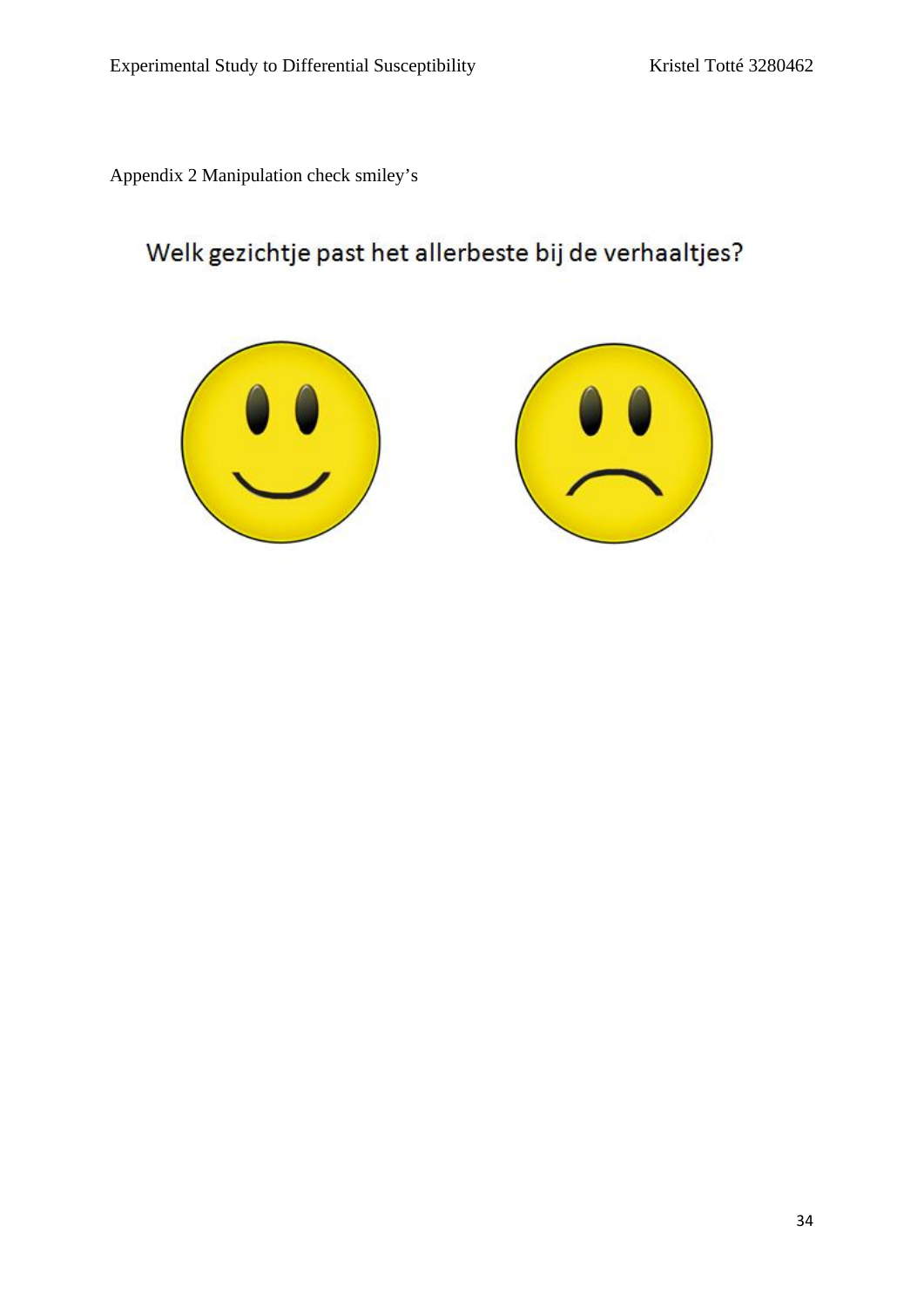Appendix 2 Manipulation check smiley's

Welk gezichtje past het allerbeste bij de verhaaltjes?